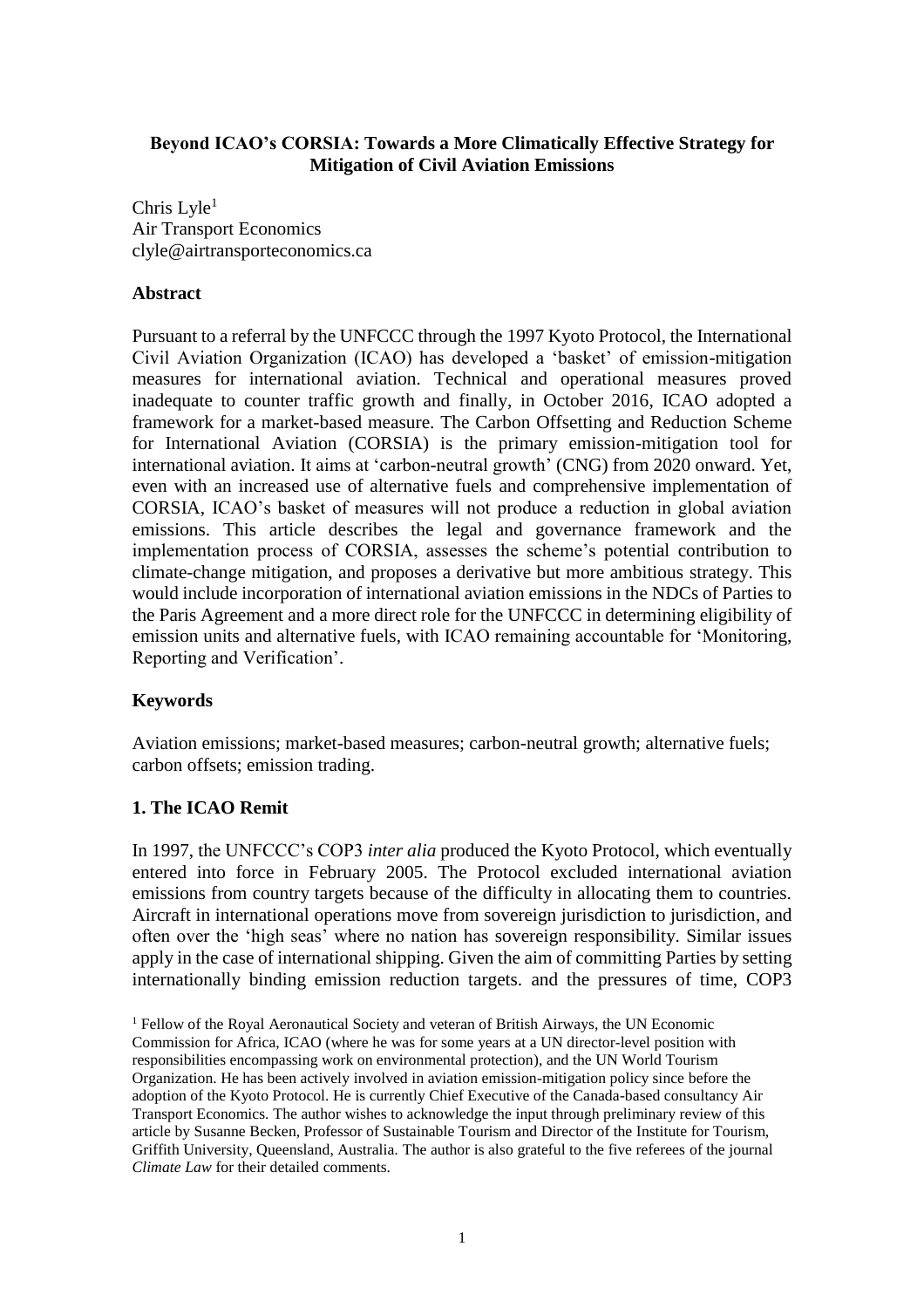**Beyond ICAO's CORSIA: Towards a More Climatically Effective Strategy for Mitigation of Civil Aviation Emissions**

Chris Lyle[1]
Air Transport Economics
clyle@airtransporteconomics.ca

**Abstract**

Pursuant to a referral by the UNFCCC through the 1997 Kyoto Protocol, the International Civil Aviation Organization (ICAO) has developed a 'basket' of emission-mitigation measures for international aviation. Technical and operational measures proved inadequate to counter traffic growth and finally, in October 2016, ICAO adopted a framework for a market-based measure. The Carbon Offsetting and Reduction Scheme for International Aviation (CORSIA) is the primary emission-mitigation tool for international aviation. It aims at 'carbon-neutral growth' (CNG) from 2020 onward. Yet, even with an increased use of alternative fuels and comprehensive implementation of CORSIA, ICAO's basket of measures will not produce a reduction in global aviation emissions. This article describes the legal and governance framework and the implementation process of CORSIA, assesses the scheme's potential contribution to climate-change mitigation, and proposes a derivative but more ambitious strategy. This would include incorporation of international aviation emissions in the NDCs of Parties to the Paris Agreement and a more direct role for the UNFCCC in determining eligibility of emission units and alternative fuels, with ICAO remaining accountable for 'Monitoring, Reporting and Verification'.

**Keywords**

Aviation emissions; market-based measures; carbon-neutral growth; alternative fuels; carbon offsets; emission trading.

## 1. The ICAO Remit

In 1997, the UNFCCC's COP3 *inter alia* produced the Kyoto Protocol, which eventually entered into force in February 2005. The Protocol excluded international aviation emissions from country targets because of the difficulty in allocating them to countries. Aircraft in international operations move from sovereign jurisdiction to jurisdiction, and often over the 'high seas' where no nation has sovereign responsibility. Similar issues apply in the case of international shipping. Given the aim of committing Parties by setting internationally binding emission reduction targets. and the pressures of time, COP3

[1] Fellow of the Royal Aeronautical Society and veteran of British Airways, the UN Economic Commission for Africa, ICAO (where he was for some years at a UN director-level position with responsibilities encompassing work on environmental protection), and the UN World Tourism Organization. He has been actively involved in aviation emission-mitigation policy since before the adoption of the Kyoto Protocol. He is currently Chief Executive of the Canada-based consultancy Air Transport Economics. The author wishes to acknowledge the input through preliminary review of this article by Susanne Becken, Professor of Sustainable Tourism and Director of the Institute for Tourism, Griffith University, Queensland, Australia. The author is also grateful to the five referees of the journal *Climate Law* for their detailed comments.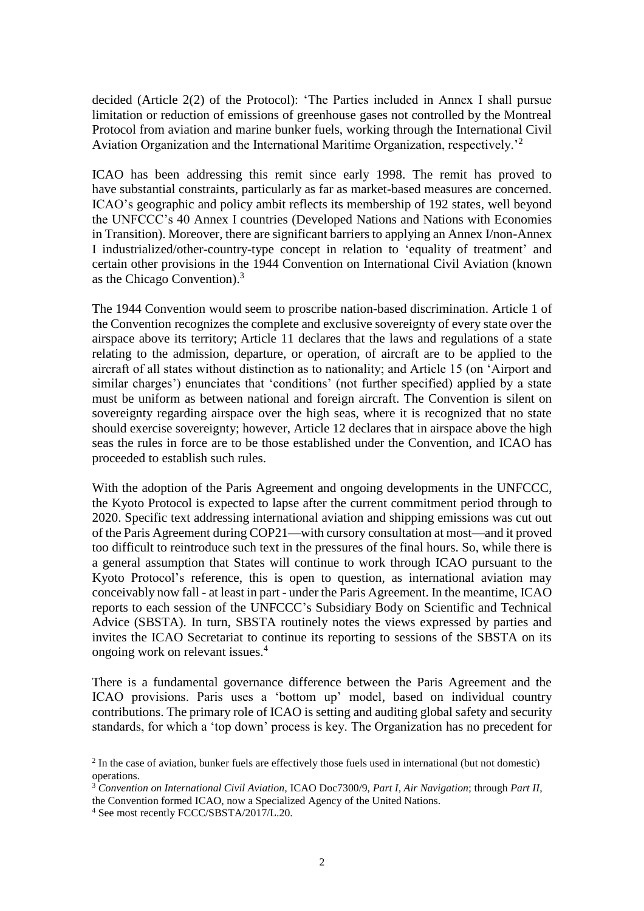decided (Article 2(2) of the Protocol): 'The Parties included in Annex I shall pursue limitation or reduction of emissions of greenhouse gases not controlled by the Montreal Protocol from aviation and marine bunker fuels, working through the International Civil Aviation Organization and the International Maritime Organization, respectively.'[2]

ICAO has been addressing this remit since early 1998. The remit has proved to have substantial constraints, particularly as far as market-based measures are concerned. ICAO's geographic and policy ambit reflects its membership of 192 states, well beyond the UNFCCC's 40 Annex I countries (Developed Nations and Nations with Economies in Transition). Moreover, there are significant barriers to applying an Annex I/non-Annex I industrialized/other-country-type concept in relation to 'equality of treatment' and certain other provisions in the 1944 Convention on International Civil Aviation (known as the Chicago Convention).[3]

The 1944 Convention would seem to proscribe nation-based discrimination. Article 1 of the Convention recognizes the complete and exclusive sovereignty of every state over the airspace above its territory; Article 11 declares that the laws and regulations of a state relating to the admission, departure, or operation, of aircraft are to be applied to the aircraft of all states without distinction as to nationality; and Article 15 (on 'Airport and similar charges') enunciates that 'conditions' (not further specified) applied by a state must be uniform as between national and foreign aircraft. The Convention is silent on sovereignty regarding airspace over the high seas, where it is recognized that no state should exercise sovereignty; however, Article 12 declares that in airspace above the high seas the rules in force are to be those established under the Convention, and ICAO has proceeded to establish such rules.

With the adoption of the Paris Agreement and ongoing developments in the UNFCCC, the Kyoto Protocol is expected to lapse after the current commitment period through to 2020. Specific text addressing international aviation and shipping emissions was cut out of the Paris Agreement during COP21—with cursory consultation at most—and it proved too difficult to reintroduce such text in the pressures of the final hours. So, while there is a general assumption that States will continue to work through ICAO pursuant to the Kyoto Protocol's reference, this is open to question, as international aviation may conceivably now fall - at least in part - under the Paris Agreement. In the meantime, ICAO reports to each session of the UNFCCC's Subsidiary Body on Scientific and Technical Advice (SBSTA). In turn, SBSTA routinely notes the views expressed by parties and invites the ICAO Secretariat to continue its reporting to sessions of the SBSTA on its ongoing work on relevant issues.[4]

There is a fundamental governance difference between the Paris Agreement and the ICAO provisions. Paris uses a 'bottom up' model, based on individual country contributions. The primary role of ICAO is setting and auditing global safety and security standards, for which a 'top down' process is key. The Organization has no precedent for

---

[2] In the case of aviation, bunker fuels are effectively those fuels used in international (but not domestic) operations.

[3] *Convention on International Civil Aviation*, ICAO Doc7300/9, *Part I, Air Navigation*; through *Part II*, the Convention formed ICAO, now a Specialized Agency of the United Nations.

[4] See most recently FCCC/SBSTA/2017/L.20.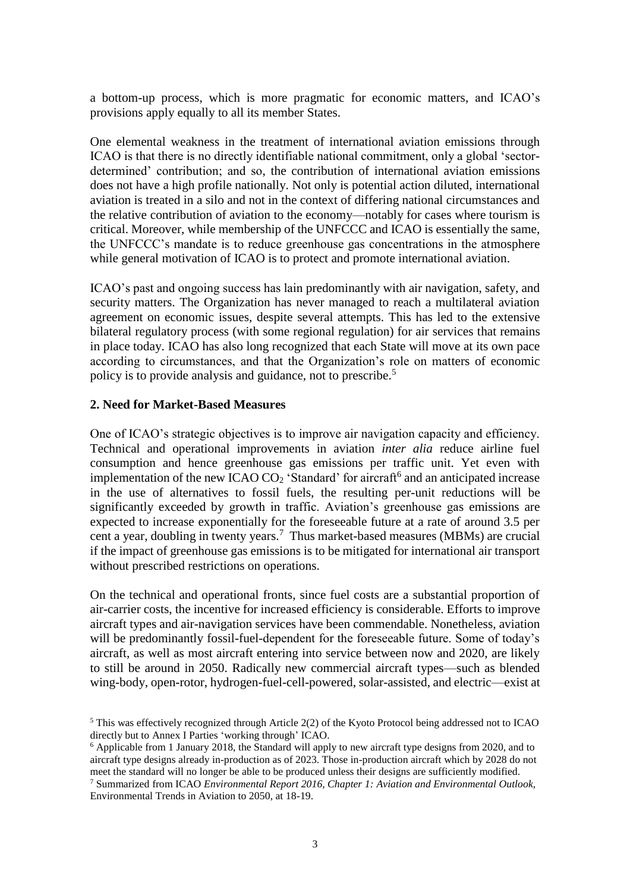a bottom-up process, which is more pragmatic for economic matters, and ICAO's provisions apply equally to all its member States.

One elemental weakness in the treatment of international aviation emissions through ICAO is that there is no directly identifiable national commitment, only a global 'sector-determined' contribution; and so, the contribution of international aviation emissions does not have a high profile nationally. Not only is potential action diluted, international aviation is treated in a silo and not in the context of differing national circumstances and the relative contribution of aviation to the economy—notably for cases where tourism is critical. Moreover, while membership of the UNFCCC and ICAO is essentially the same, the UNFCCC's mandate is to reduce greenhouse gas concentrations in the atmosphere while general motivation of ICAO is to protect and promote international aviation.

ICAO's past and ongoing success has lain predominantly with air navigation, safety, and security matters. The Organization has never managed to reach a multilateral aviation agreement on economic issues, despite several attempts. This has led to the extensive bilateral regulatory process (with some regional regulation) for air services that remains in place today. ICAO has also long recognized that each State will move at its own pace according to circumstances, and that the Organization's role on matters of economic policy is to provide analysis and guidance, not to prescribe.[5]

## 2. Need for Market-Based Measures

One of ICAO's strategic objectives is to improve air navigation capacity and efficiency. Technical and operational improvements in aviation *inter alia* reduce airline fuel consumption and hence greenhouse gas emissions per traffic unit. Yet even with implementation of the new ICAO $CO_2$ 'Standard' for aircraft[6] and an anticipated increase in the use of alternatives to fossil fuels, the resulting per-unit reductions will be significantly exceeded by growth in traffic. Aviation's greenhouse gas emissions are expected to increase exponentially for the foreseeable future at a rate of around 3.5 per cent a year, doubling in twenty years.[7] Thus market-based measures (MBMs) are crucial if the impact of greenhouse gas emissions is to be mitigated for international air transport without prescribed restrictions on operations.

On the technical and operational fronts, since fuel costs are a substantial proportion of air-carrier costs, the incentive for increased efficiency is considerable. Efforts to improve aircraft types and air-navigation services have been commendable. Nonetheless, aviation will be predominantly fossil-fuel-dependent for the foreseeable future. Some of today's aircraft, as well as most aircraft entering into service between now and 2020, are likely to still be around in 2050. Radically new commercial aircraft types—such as blended wing-body, open-rotor, hydrogen-fuel-cell-powered, solar-assisted, and electric—exist at

[5] This was effectively recognized through Article 2(2) of the Kyoto Protocol being addressed not to ICAO directly but to Annex I Parties 'working through' ICAO.

[6] Applicable from 1 January 2018, the Standard will apply to new aircraft type designs from 2020, and to aircraft type designs already in-production as of 2023. Those in-production aircraft which by 2028 do not meet the standard will no longer be able to be produced unless their designs are sufficiently modified.

[7] Summarized from ICAO *Environmental Report 2016, Chapter 1: Aviation and Environmental Outlook,* Environmental Trends in Aviation to 2050, at 18-19.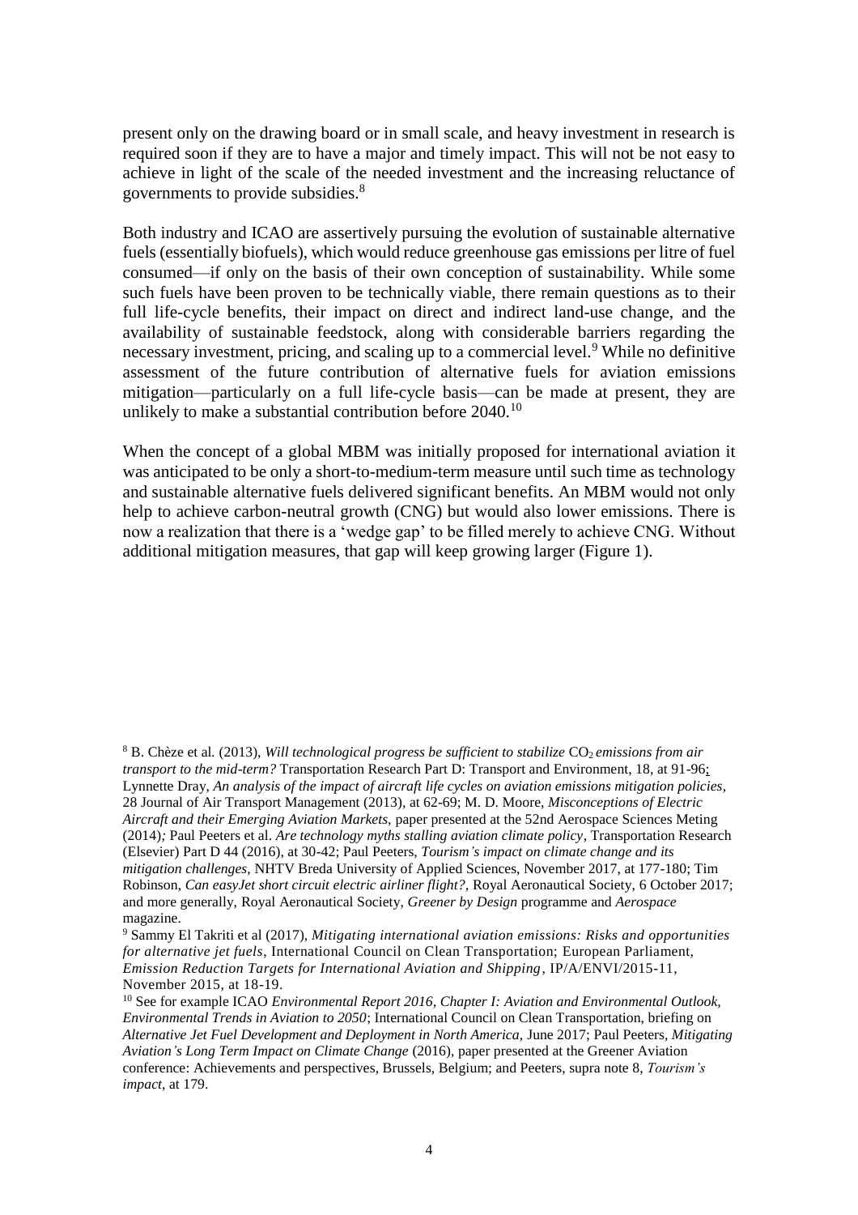present only on the drawing board or in small scale, and heavy investment in research is required soon if they are to have a major and timely impact. This will not be not easy to achieve in light of the scale of the needed investment and the increasing reluctance of governments to provide subsidies.[8]

Both industry and ICAO are assertively pursuing the evolution of sustainable alternative fuels (essentially biofuels), which would reduce greenhouse gas emissions per litre of fuel consumed—if only on the basis of their own conception of sustainability. While some such fuels have been proven to be technically viable, there remain questions as to their full life-cycle benefits, their impact on direct and indirect land-use change, and the availability of sustainable feedstock, along with considerable barriers regarding the necessary investment, pricing, and scaling up to a commercial level.[9] While no definitive assessment of the future contribution of alternative fuels for aviation emissions mitigation—particularly on a full life-cycle basis—can be made at present, they are unlikely to make a substantial contribution before 2040.[10]

When the concept of a global MBM was initially proposed for international aviation it was anticipated to be only a short-to-medium-term measure until such time as technology and sustainable alternative fuels delivered significant benefits. An MBM would not only help to achieve carbon-neutral growth (CNG) but would also lower emissions. There is now a realization that there is a 'wedge gap' to be filled merely to achieve CNG. Without additional mitigation measures, that gap will keep growing larger (Figure 1).

[8] B. Chèze et al. (2013), *Will technological progress be sufficient to stabilize $CO_2$ emissions from air transport to the mid-term?* Transportation Research Part D: Transport and Environment, 18, at 91-96; Lynnette Dray, *An analysis of the impact of aircraft life cycles on aviation emissions mitigation policies*, 28 Journal of Air Transport Management (2013), at 62-69; M. D. Moore, *Misconceptions of Electric Aircraft and their Emerging Aviation Markets*, paper presented at the 52nd Aerospace Sciences Meting (2014); Paul Peeters et al. *Are technology myths stalling aviation climate policy*, Transportation Research (Elsevier) Part D 44 (2016), at 30-42; Paul Peeters, *Tourism's impact on climate change and its mitigation challenges*, NHTV Breda University of Applied Sciences, November 2017, at 177-180; Tim Robinson, *Can easyJet short circuit electric airliner flight?*, Royal Aeronautical Society, 6 October 2017; and more generally, Royal Aeronautical Society, *Greener by Design* programme and *Aerospace* magazine.

[9] Sammy El Takriti et al (2017), *Mitigating international aviation emissions: Risks and opportunities for alternative jet fuels*, International Council on Clean Transportation; European Parliament, *Emission Reduction Targets for International Aviation and Shipping*, IP/A/ENVI/2015-11, November 2015, at 18-19.

[10] See for example ICAO *Environmental Report 2016, Chapter I: Aviation and Environmental Outlook, Environmental Trends in Aviation to 2050*; International Council on Clean Transportation, briefing on *Alternative Jet Fuel Development and Deployment in North America*, June 2017; Paul Peeters, *Mitigating Aviation's Long Term Impact on Climate Change* (2016), paper presented at the Greener Aviation conference: Achievements and perspectives, Brussels, Belgium; and Peeters, supra note 8, *Tourism's impact*, at 179.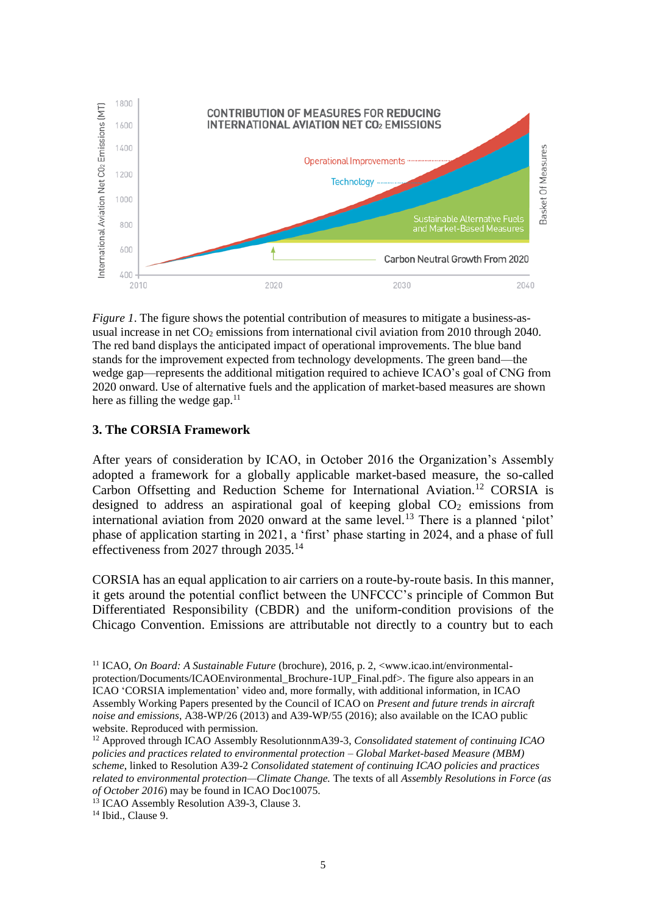*Figure 1*. The figure shows the potential contribution of measures to mitigate a business-as-usual increase in net $CO_2$ emissions from international civil aviation from 2010 through 2040. The red band displays the anticipated impact of operational improvements. The blue band stands for the improvement expected from technology developments. The green band—the wedge gap—represents the additional mitigation required to achieve ICAO's goal of CNG from 2020 onward. Use of alternative fuels and the application of market-based measures are shown here as filling the wedge gap.[11]

## 3. The CORSIA Framework

After years of consideration by ICAO, in October 2016 the Organization's Assembly adopted a framework for a globally applicable market-based measure, the so-called Carbon Offsetting and Reduction Scheme for International Aviation.[12] CORSIA is designed to address an aspirational goal of keeping global $CO_2$ emissions from international aviation from 2020 onward at the same level.[13] There is a planned 'pilot' phase of application starting in 2021, a 'first' phase starting in 2024, and a phase of full effectiveness from 2027 through 2035.[14]

CORSIA has an equal application to air carriers on a route-by-route basis. In this manner, it gets around the potential conflict between the UNFCCC's principle of Common But Differentiated Responsibility (CBDR) and the uniform-condition provisions of the Chicago Convention. Emissions are attributable not directly to a country but to each

[11] ICAO, *On Board: A Sustainable Future* (brochure), 2016, p. 2, <www.icao.int/environmental-protection/Documents/ICAOEnvironmental_Brochure-1UP_Final.pdf>. The figure also appears in an ICAO 'CORSIA implementation' video and, more formally, with additional information, in ICAO Assembly Working Papers presented by the Council of ICAO on *Present and future trends in aircraft noise and emissions*, A38-WP/26 (2013) and A39-WP/55 (2016); also available on the ICAO public website. Reproduced with permission.

[12] Approved through ICAO Assembly ResolutionnmA39-3, *Consolidated statement of continuing ICAO policies and practices related to environmental protection – Global Market-based Measure (MBM) scheme*, linked to Resolution A39-2 *Consolidated statement of continuing ICAO policies and practices related to environmental protection—Climate Change.* The texts of all *Assembly Resolutions in Force (as of October 2016*) may be found in ICAO Doc10075.

[13] ICAO Assembly Resolution A39-3, Clause 3.

[14] Ibid., Clause 9.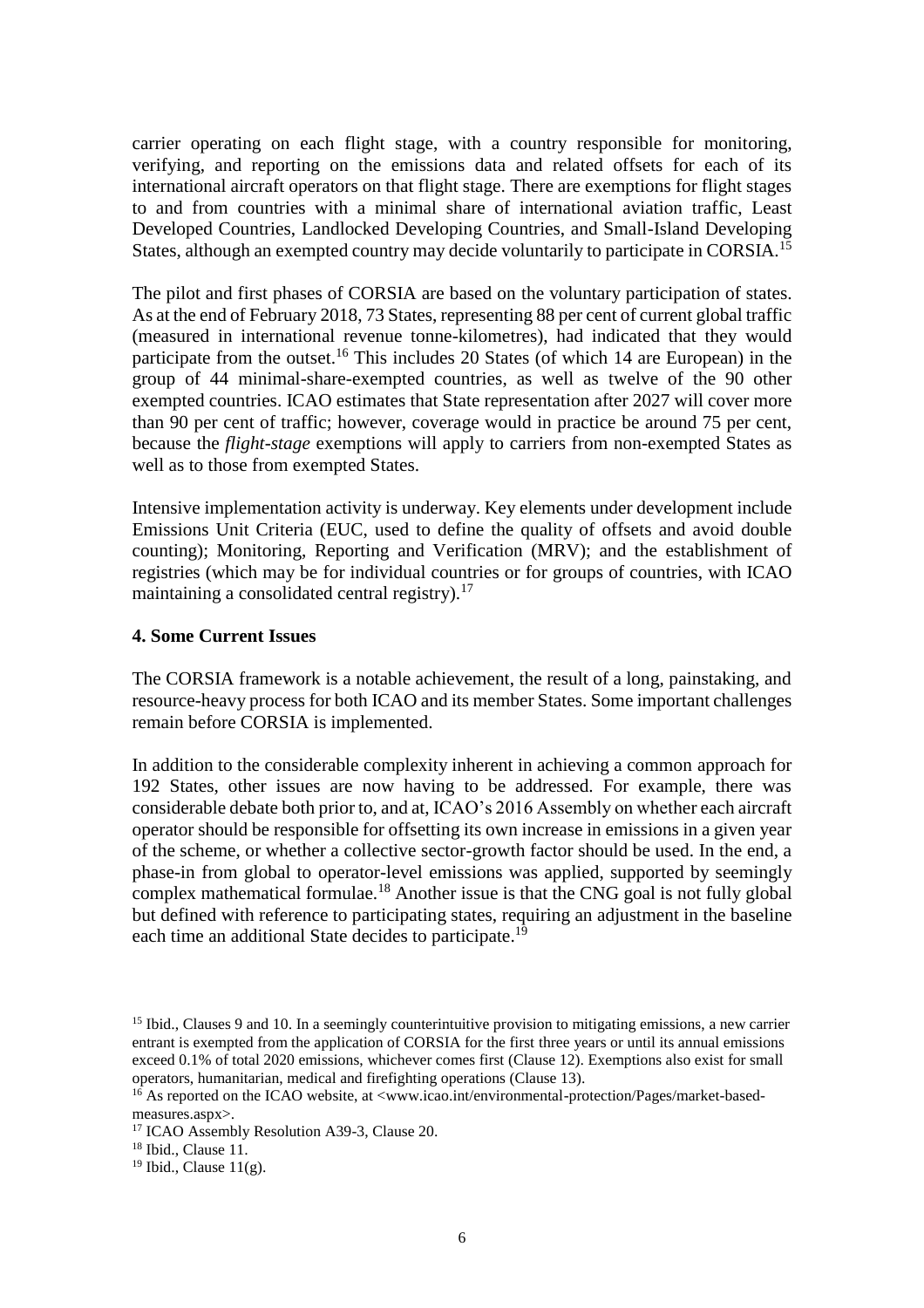carrier operating on each flight stage, with a country responsible for monitoring, verifying, and reporting on the emissions data and related offsets for each of its international aircraft operators on that flight stage. There are exemptions for flight stages to and from countries with a minimal share of international aviation traffic, Least Developed Countries, Landlocked Developing Countries, and Small-Island Developing States, although an exempted country may decide voluntarily to participate in CORSIA.[15]

The pilot and first phases of CORSIA are based on the voluntary participation of states. As at the end of February 2018, 73 States, representing 88 per cent of current global traffic (measured in international revenue tonne-kilometres), had indicated that they would participate from the outset.[16] This includes 20 States (of which 14 are European) in the group of 44 minimal-share-exempted countries, as well as twelve of the 90 other exempted countries. ICAO estimates that State representation after 2027 will cover more than 90 per cent of traffic; however, coverage would in practice be around 75 per cent, because the *flight-stage* exemptions will apply to carriers from non-exempted States as well as to those from exempted States.

Intensive implementation activity is underway. Key elements under development include Emissions Unit Criteria (EUC, used to define the quality of offsets and avoid double counting); Monitoring, Reporting and Verification (MRV); and the establishment of registries (which may be for individual countries or for groups of countries, with ICAO maintaining a consolidated central registry).[17]

## 4. Some Current Issues

The CORSIA framework is a notable achievement, the result of a long, painstaking, and resource-heavy process for both ICAO and its member States. Some important challenges remain before CORSIA is implemented.

In addition to the considerable complexity inherent in achieving a common approach for 192 States, other issues are now having to be addressed. For example, there was considerable debate both prior to, and at, ICAO's 2016 Assembly on whether each aircraft operator should be responsible for offsetting its own increase in emissions in a given year of the scheme, or whether a collective sector-growth factor should be used. In the end, a phase-in from global to operator-level emissions was applied, supported by seemingly complex mathematical formulae.[18] Another issue is that the CNG goal is not fully global but defined with reference to participating states, requiring an adjustment in the baseline each time an additional State decides to participate.[19]

---

[15] Ibid., Clauses 9 and 10. In a seemingly counterintuitive provision to mitigating emissions, a new carrier entrant is exempted from the application of CORSIA for the first three years or until its annual emissions exceed 0.1% of total 2020 emissions, whichever comes first (Clause 12). Exemptions also exist for small operators, humanitarian, medical and firefighting operations (Clause 13).

[16] As reported on the ICAO website, at <www.icao.int/environmental-protection/Pages/market-based-measures.aspx>.

[17] ICAO Assembly Resolution A39-3, Clause 20.

[18] Ibid., Clause 11.

[19] Ibid., Clause 11(g).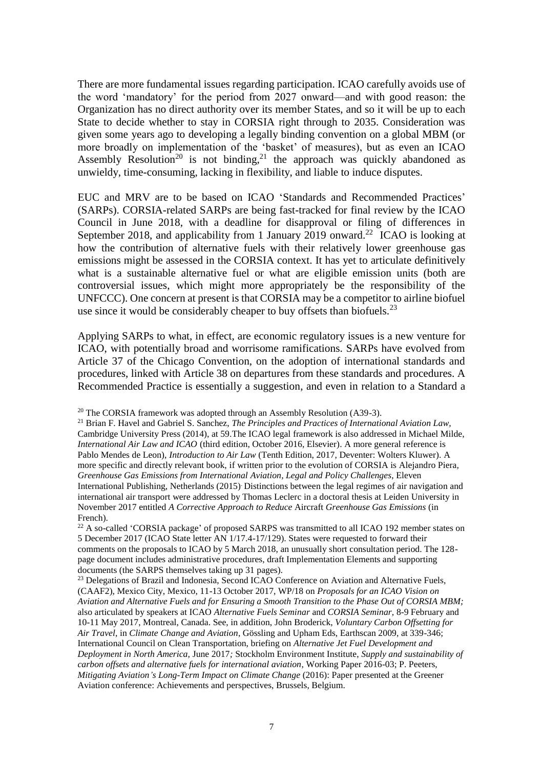There are more fundamental issues regarding participation. ICAO carefully avoids use of the word 'mandatory' for the period from 2027 onward—and with good reason: the Organization has no direct authority over its member States, and so it will be up to each State to decide whether to stay in CORSIA right through to 2035. Consideration was given some years ago to developing a legally binding convention on a global MBM (or more broadly on implementation of the 'basket' of measures), but as even an ICAO Assembly Resolution[20] is not binding,[21] the approach was quickly abandoned as unwieldy, time-consuming, lacking in flexibility, and liable to induce disputes.

EUC and MRV are to be based on ICAO 'Standards and Recommended Practices' (SARPs). CORSIA-related SARPs are being fast-tracked for final review by the ICAO Council in June 2018, with a deadline for disapproval or filing of differences in September 2018, and applicability from 1 January 2019 onward.[22] ICAO is looking at how the contribution of alternative fuels with their relatively lower greenhouse gas emissions might be assessed in the CORSIA context. It has yet to articulate definitively what is a sustainable alternative fuel or what are eligible emission units (both are controversial issues, which might more appropriately be the responsibility of the UNFCCC). One concern at present is that CORSIA may be a competitor to airline biofuel use since it would be considerably cheaper to buy offsets than biofuels.[23]

Applying SARPs to what, in effect, are economic regulatory issues is a new venture for ICAO, with potentially broad and worrisome ramifications. SARPs have evolved from Article 37 of the Chicago Convention, on the adoption of international standards and procedures, linked with Article 38 on departures from these standards and procedures. A Recommended Practice is essentially a suggestion, and even in relation to a Standard a

[20] The CORSIA framework was adopted through an Assembly Resolution (A39-3).

[21] Brian F. Havel and Gabriel S. Sanchez, *The Principles and Practices of International Aviation Law*, Cambridge University Press (2014), at 59.The ICAO legal framework is also addressed in Michael Milde, *International Air Law and ICAO* (third edition, October 2016, Elsevier). A more general reference is Pablo Mendes de Leon), *Introduction to Air Law* (Tenth Edition, 2017, Deventer: Wolters Kluwer). A more specific and directly relevant book, if written prior to the evolution of CORSIA is Alejandro Piera, *Greenhouse Gas Emissions from International Aviation, Legal and Policy Challenges*, Eleven International Publishing, Netherlands (2015). Distinctions between the legal regimes of air navigation and international air transport were addressed by Thomas Leclerc in a doctoral thesis at Leiden University in November 2017 entitled *A Corrective Approach to Reduce* Aircraft *Greenhouse Gas Emissions* (in French).

[22] A so-called 'CORSIA package' of proposed SARPS was transmitted to all ICAO 192 member states on 5 December 2017 (ICAO State letter AN 1/17.4-17/129). States were requested to forward their comments on the proposals to ICAO by 5 March 2018, an unusually short consultation period. The 128-page document includes administrative procedures, draft Implementation Elements and supporting documents (the SARPS themselves taking up 31 pages).

[23] Delegations of Brazil and Indonesia, Second ICAO Conference on Aviation and Alternative Fuels, (CAAF2), Mexico City, Mexico, 11-13 October 2017, WP/18 on *Proposals for an ICAO Vision on Aviation and Alternative Fuels and for Ensuring a Smooth Transition to the Phase Out of CORSIA MBM;* also articulated by speakers at ICAO *Alternative Fuels Seminar* and *CORSIA Seminar*, 8-9 February and 10-11 May 2017, Montreal, Canada. See, in addition, John Broderick, *Voluntary Carbon Offsetting for Air Travel*, in *Climate Change and Aviation*, Gössling and Upham Eds, Earthscan 2009, at 339-346; International Council on Clean Transportation, briefing on *Alternative Jet Fuel Development and Deployment in North America*, June 2017*;* Stockholm Environment Institute, *Supply and sustainability of carbon offsets and alternative fuels for international aviation*, Working Paper 2016-03; P. Peeters, *Mitigating Aviation's Long-Term Impact on Climate Change* (2016): Paper presented at the Greener Aviation conference: Achievements and perspectives, Brussels, Belgium.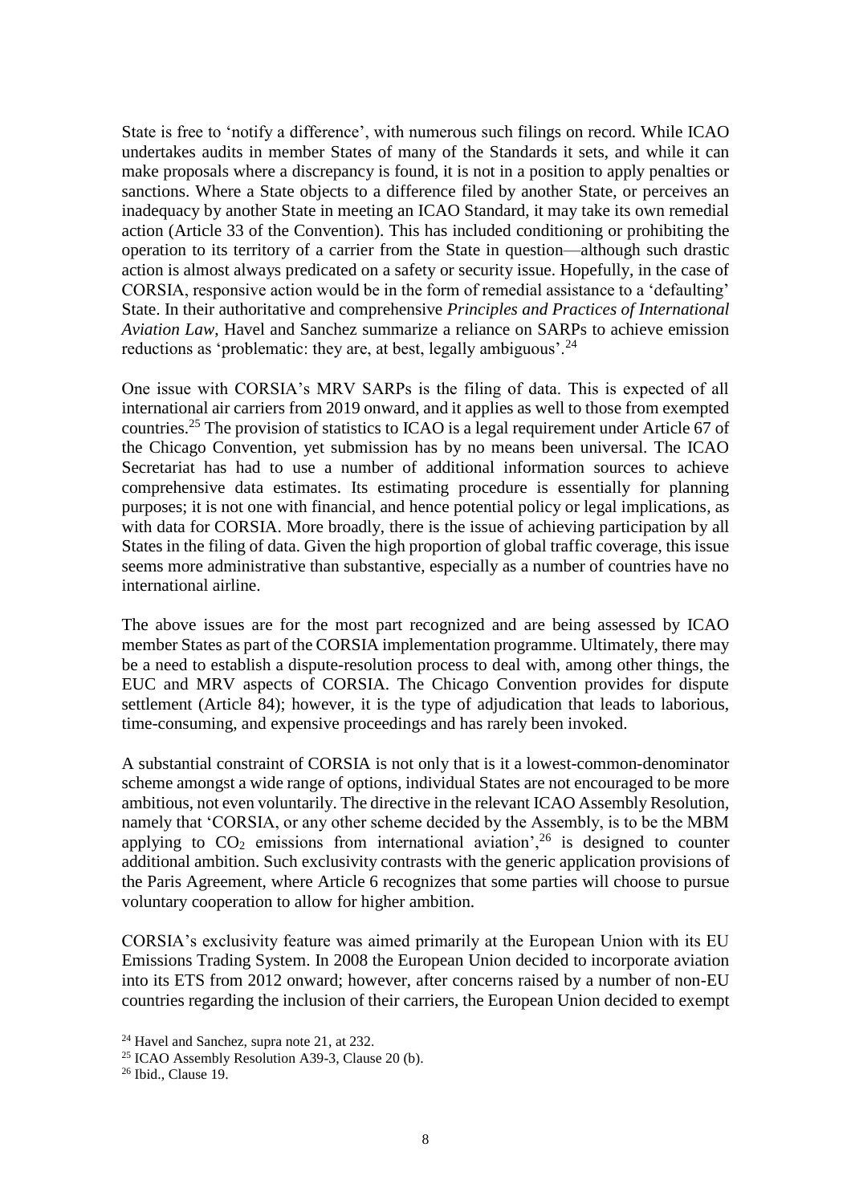State is free to 'notify a difference', with numerous such filings on record. While ICAO undertakes audits in member States of many of the Standards it sets, and while it can make proposals where a discrepancy is found, it is not in a position to apply penalties or sanctions. Where a State objects to a difference filed by another State, or perceives an inadequacy by another State in meeting an ICAO Standard, it may take its own remedial action (Article 33 of the Convention). This has included conditioning or prohibiting the operation to its territory of a carrier from the State in question—although such drastic action is almost always predicated on a safety or security issue. Hopefully, in the case of CORSIA, responsive action would be in the form of remedial assistance to a 'defaulting' State. In their authoritative and comprehensive *Principles and Practices of International Aviation Law*, Havel and Sanchez summarize a reliance on SARPs to achieve emission reductions as 'problematic: they are, at best, legally ambiguous'.[24]

One issue with CORSIA's MRV SARPs is the filing of data. This is expected of all international air carriers from 2019 onward, and it applies as well to those from exempted countries.[25] The provision of statistics to ICAO is a legal requirement under Article 67 of the Chicago Convention, yet submission has by no means been universal. The ICAO Secretariat has had to use a number of additional information sources to achieve comprehensive data estimates. Its estimating procedure is essentially for planning purposes; it is not one with financial, and hence potential policy or legal implications, as with data for CORSIA. More broadly, there is the issue of achieving participation by all States in the filing of data. Given the high proportion of global traffic coverage, this issue seems more administrative than substantive, especially as a number of countries have no international airline.

The above issues are for the most part recognized and are being assessed by ICAO member States as part of the CORSIA implementation programme. Ultimately, there may be a need to establish a dispute-resolution process to deal with, among other things, the EUC and MRV aspects of CORSIA. The Chicago Convention provides for dispute settlement (Article 84); however, it is the type of adjudication that leads to laborious, time-consuming, and expensive proceedings and has rarely been invoked.

A substantial constraint of CORSIA is not only that is it a lowest-common-denominator scheme amongst a wide range of options, individual States are not encouraged to be more ambitious, not even voluntarily. The directive in the relevant ICAO Assembly Resolution, namely that 'CORSIA, or any other scheme decided by the Assembly, is to be the MBM applying to $CO_2$ emissions from international aviation',[26] is designed to counter additional ambition. Such exclusivity contrasts with the generic application provisions of the Paris Agreement, where Article 6 recognizes that some parties will choose to pursue voluntary cooperation to allow for higher ambition.

CORSIA's exclusivity feature was aimed primarily at the European Union with its EU Emissions Trading System. In 2008 the European Union decided to incorporate aviation into its ETS from 2012 onward; however, after concerns raised by a number of non-EU countries regarding the inclusion of their carriers, the European Union decided to exempt

[24] Havel and Sanchez, supra note 21, at 232.

[25] ICAO Assembly Resolution A39-3, Clause 20 (b).

[26] Ibid., Clause 19.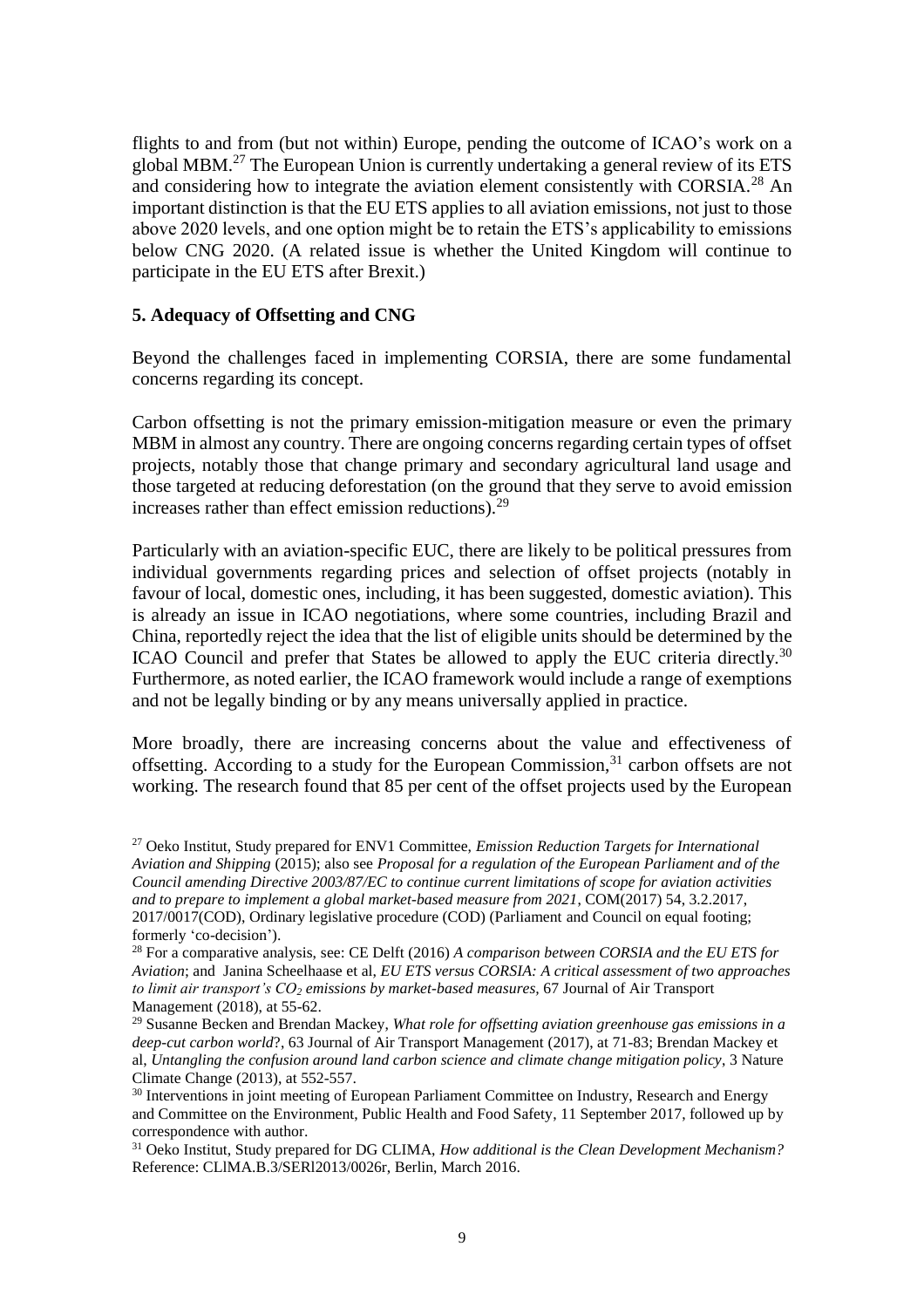flights to and from (but not within) Europe, pending the outcome of ICAO's work on a global MBM.[27] The European Union is currently undertaking a general review of its ETS and considering how to integrate the aviation element consistently with CORSIA.[28] An important distinction is that the EU ETS applies to all aviation emissions, not just to those above 2020 levels, and one option might be to retain the ETS's applicability to emissions below CNG 2020. (A related issue is whether the United Kingdom will continue to participate in the EU ETS after Brexit.)

**5. Adequacy of Offsetting and CNG**

Beyond the challenges faced in implementing CORSIA, there are some fundamental concerns regarding its concept.

Carbon offsetting is not the primary emission-mitigation measure or even the primary MBM in almost any country. There are ongoing concerns regarding certain types of offset projects, notably those that change primary and secondary agricultural land usage and those targeted at reducing deforestation (on the ground that they serve to avoid emission increases rather than effect emission reductions).[29]

Particularly with an aviation-specific EUC, there are likely to be political pressures from individual governments regarding prices and selection of offset projects (notably in favour of local, domestic ones, including, it has been suggested, domestic aviation). This is already an issue in ICAO negotiations, where some countries, including Brazil and China, reportedly reject the idea that the list of eligible units should be determined by the ICAO Council and prefer that States be allowed to apply the EUC criteria directly.[30] Furthermore, as noted earlier, the ICAO framework would include a range of exemptions and not be legally binding or by any means universally applied in practice.

More broadly, there are increasing concerns about the value and effectiveness of offsetting. According to a study for the European Commission,[31] carbon offsets are not working. The research found that 85 per cent of the offset projects used by the European

---

[27] Oeko Institut, Study prepared for ENV1 Committee, *Emission Reduction Targets for International Aviation and Shipping* (2015); also see *Proposal for a regulation of the European Parliament and of the Council amending Directive 2003/87/EC to continue current limitations of scope for aviation activities and to prepare to implement a global market-based measure from 2021*, COM(2017) 54, 3.2.2017, 2017/0017(COD), Ordinary legislative procedure (COD) (Parliament and Council on equal footing; formerly 'co-decision').

[28] For a comparative analysis, see: CE Delft (2016) *A comparison between CORSIA and the EU ETS for Aviation*; and Janina Scheelhaase et al, *EU ETS versus CORSIA: A critical assessment of two approaches to limit air transport's $CO_2$ emissions by market-based measures*, 67 Journal of Air Transport Management (2018), at 55-62.

[29] Susanne Becken and Brendan Mackey, *What role for offsetting aviation greenhouse gas emissions in a deep-cut carbon world*?, 63 Journal of Air Transport Management (2017), at 71-83; Brendan Mackey et al, *Untangling the confusion around land carbon science and climate change mitigation policy*, 3 Nature Climate Change (2013), at 552-557.

[30] Interventions in joint meeting of European Parliament Committee on Industry, Research and Energy and Committee on the Environment, Public Health and Food Safety, 11 September 2017, followed up by correspondence with author.

[31] Oeko Institut, Study prepared for DG CLIMA, *How additional is the Clean Development Mechanism?* Reference: CLlMA.B.3/SERl2013/0026r, Berlin, March 2016.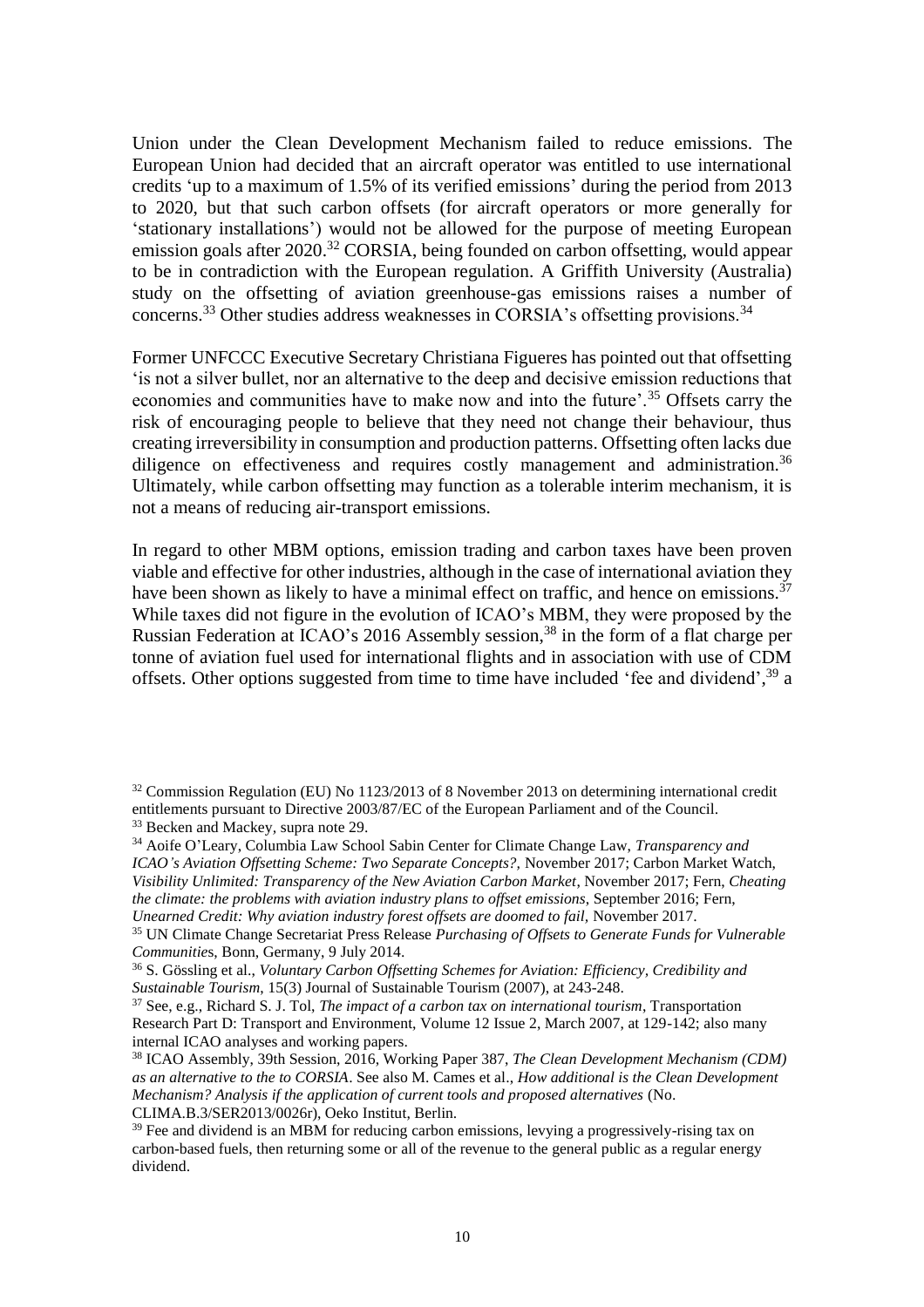Union under the Clean Development Mechanism failed to reduce emissions. The European Union had decided that an aircraft operator was entitled to use international credits 'up to a maximum of 1.5% of its verified emissions' during the period from 2013 to 2020, but that such carbon offsets (for aircraft operators or more generally for 'stationary installations') would not be allowed for the purpose of meeting European emission goals after 2020.[32] CORSIA, being founded on carbon offsetting, would appear to be in contradiction with the European regulation. A Griffith University (Australia) study on the offsetting of aviation greenhouse-gas emissions raises a number of concerns.[33] Other studies address weaknesses in CORSIA's offsetting provisions.[34]

Former UNFCCC Executive Secretary Christiana Figueres has pointed out that offsetting 'is not a silver bullet, nor an alternative to the deep and decisive emission reductions that economies and communities have to make now and into the future'.[35] Offsets carry the risk of encouraging people to believe that they need not change their behaviour, thus creating irreversibility in consumption and production patterns. Offsetting often lacks due diligence on effectiveness and requires costly management and administration.[36] Ultimately, while carbon offsetting may function as a tolerable interim mechanism, it is not a means of reducing air-transport emissions.

In regard to other MBM options, emission trading and carbon taxes have been proven viable and effective for other industries, although in the case of international aviation they have been shown as likely to have a minimal effect on traffic, and hence on emissions.[37] While taxes did not figure in the evolution of ICAO's MBM, they were proposed by the Russian Federation at ICAO's 2016 Assembly session,[38] in the form of a flat charge per tonne of aviation fuel used for international flights and in association with use of CDM offsets. Other options suggested from time to time have included 'fee and dividend',[39] a

---

[32] Commission Regulation (EU) No 1123/2013 of 8 November 2013 on determining international credit entitlements pursuant to Directive 2003/87/EC of the European Parliament and of the Council.

[33] Becken and Mackey, supra note 29.

[34] Aoife O'Leary, Columbia Law School Sabin Center for Climate Change Law, *Transparency and ICAO's Aviation Offsetting Scheme: Two Separate Concepts?*, November 2017; Carbon Market Watch, *Visibility Unlimited: Transparency of the New Aviation Carbon Market*, November 2017; Fern, *Cheating the climate: the problems with aviation industry plans to offset emissions*, September 2016; Fern, *Unearned Credit: Why aviation industry forest offsets are doomed to fail*, November 2017.

[35] UN Climate Change Secretariat Press Release *Purchasing of Offsets to Generate Funds for Vulnerable Communities*, Bonn, Germany, 9 July 2014.

[36] S. Gössling et al., *Voluntary Carbon Offsetting Schemes for Aviation: Efficiency, Credibility and Sustainable Tourism*, 15(3) Journal of Sustainable Tourism (2007), at 243-248.

[37] See, e.g., Richard S. J. Tol, *The impact of a carbon tax on international tourism*, Transportation Research Part D: Transport and Environment, Volume 12 Issue 2, March 2007, at 129-142; also many internal ICAO analyses and working papers.

[38] ICAO Assembly, 39th Session, 2016, Working Paper 387, *The Clean Development Mechanism (CDM) as an alternative to the to CORSIA*. See also M. Cames et al., *How additional is the Clean Development Mechanism? Analysis if the application of current tools and proposed alternatives* (No. CLIMA.B.3/SER2013/0026r), Oeko Institut, Berlin.

[39] Fee and dividend is an MBM for reducing carbon emissions, levying a progressively-rising tax on carbon-based fuels, then returning some or all of the revenue to the general public as a regular energy dividend.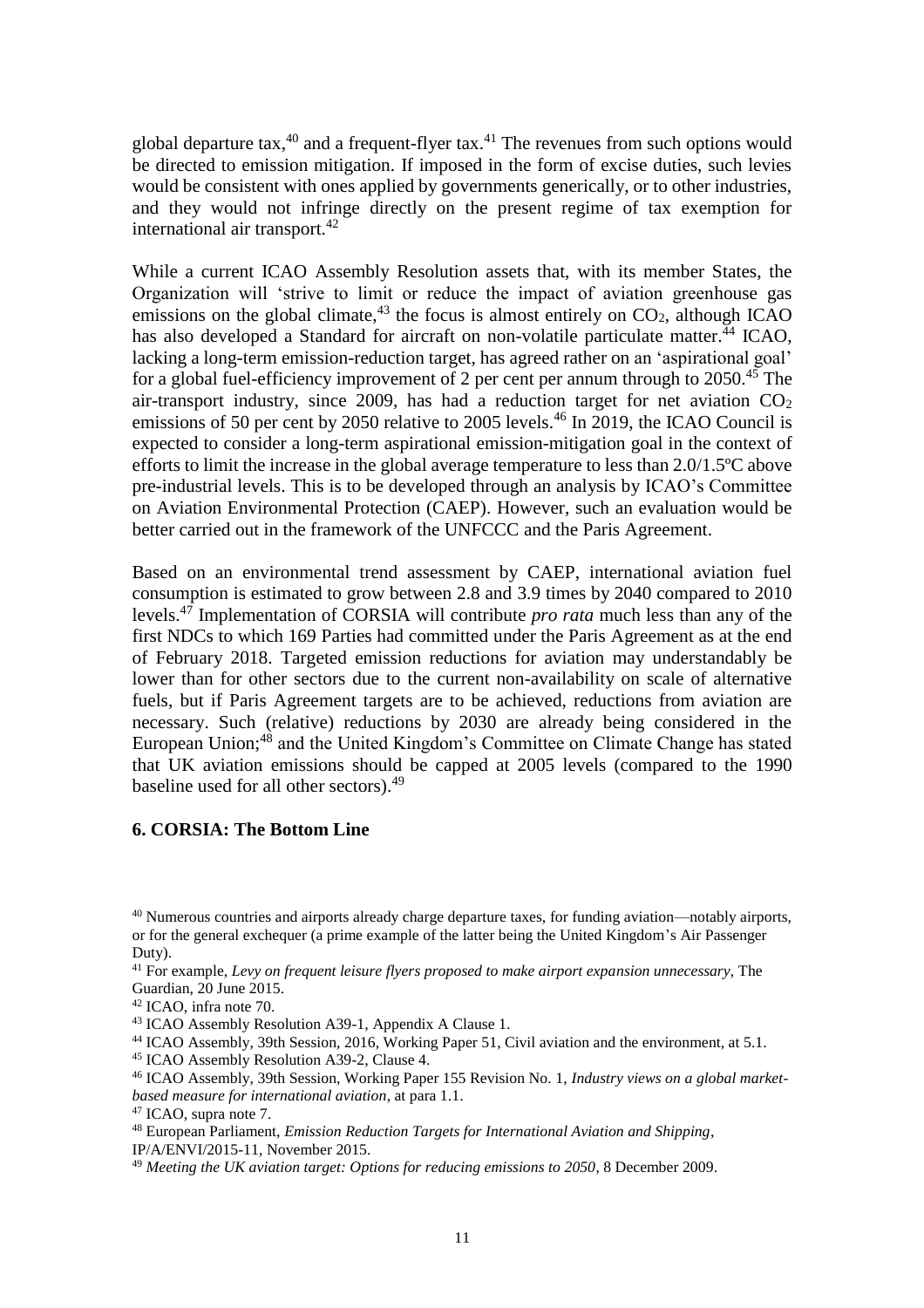global departure tax,[40] and a frequent-flyer tax.[41] The revenues from such options would be directed to emission mitigation. If imposed in the form of excise duties, such levies would be consistent with ones applied by governments generically, or to other industries, and they would not infringe directly on the present regime of tax exemption for international air transport.[42]

While a current ICAO Assembly Resolution assets that, with its member States, the Organization will 'strive to limit or reduce the impact of aviation greenhouse gas emissions on the global climate,[43] the focus is almost entirely on $CO_2$, although ICAO has also developed a Standard for aircraft on non-volatile particulate matter.[44] ICAO, lacking a long-term emission-reduction target, has agreed rather on an 'aspirational goal' for a global fuel-efficiency improvement of 2 per cent per annum through to 2050.[45] The air-transport industry, since 2009, has had a reduction target for net aviation $CO_2$ emissions of 50 per cent by 2050 relative to 2005 levels.[46] In 2019, the ICAO Council is expected to consider a long-term aspirational emission-mitigation goal in the context of efforts to limit the increase in the global average temperature to less than 2.0/1.5ºC above pre-industrial levels. This is to be developed through an analysis by ICAO's Committee on Aviation Environmental Protection (CAEP). However, such an evaluation would be better carried out in the framework of the UNFCCC and the Paris Agreement.

Based on an environmental trend assessment by CAEP, international aviation fuel consumption is estimated to grow between 2.8 and 3.9 times by 2040 compared to 2010 levels.[47] Implementation of CORSIA will contribute *pro rata* much less than any of the first NDCs to which 169 Parties had committed under the Paris Agreement as at the end of February 2018. Targeted emission reductions for aviation may understandably be lower than for other sectors due to the current non-availability on scale of alternative fuels, but if Paris Agreement targets are to be achieved, reductions from aviation are necessary. Such (relative) reductions by 2030 are already being considered in the European Union;[48] and the United Kingdom's Committee on Climate Change has stated that UK aviation emissions should be capped at 2005 levels (compared to the 1990 baseline used for all other sectors).[49]

## 6. CORSIA: The Bottom Line

[40] Numerous countries and airports already charge departure taxes, for funding aviation—notably airports, or for the general exchequer (a prime example of the latter being the United Kingdom's Air Passenger Duty).

[41] For example, *Levy on frequent leisure flyers proposed to make airport expansion unnecessary*, The Guardian, 20 June 2015.

[42] ICAO, infra note 70.

[43] ICAO Assembly Resolution A39-1, Appendix A Clause 1.

[44] ICAO Assembly, 39th Session, 2016, Working Paper 51, Civil aviation and the environment, at 5.1.

[45] ICAO Assembly Resolution A39-2, Clause 4.

[46] ICAO Assembly, 39th Session, Working Paper 155 Revision No. 1, *Industry views on a global market-based measure for international aviation*, at para 1.1.

[47] ICAO, supra note 7.

[48] European Parliament, *Emission Reduction Targets for International Aviation and Shipping*, IP/A/ENVI/2015-11, November 2015.

[49] *Meeting the UK aviation target: Options for reducing emissions to 2050*, 8 December 2009.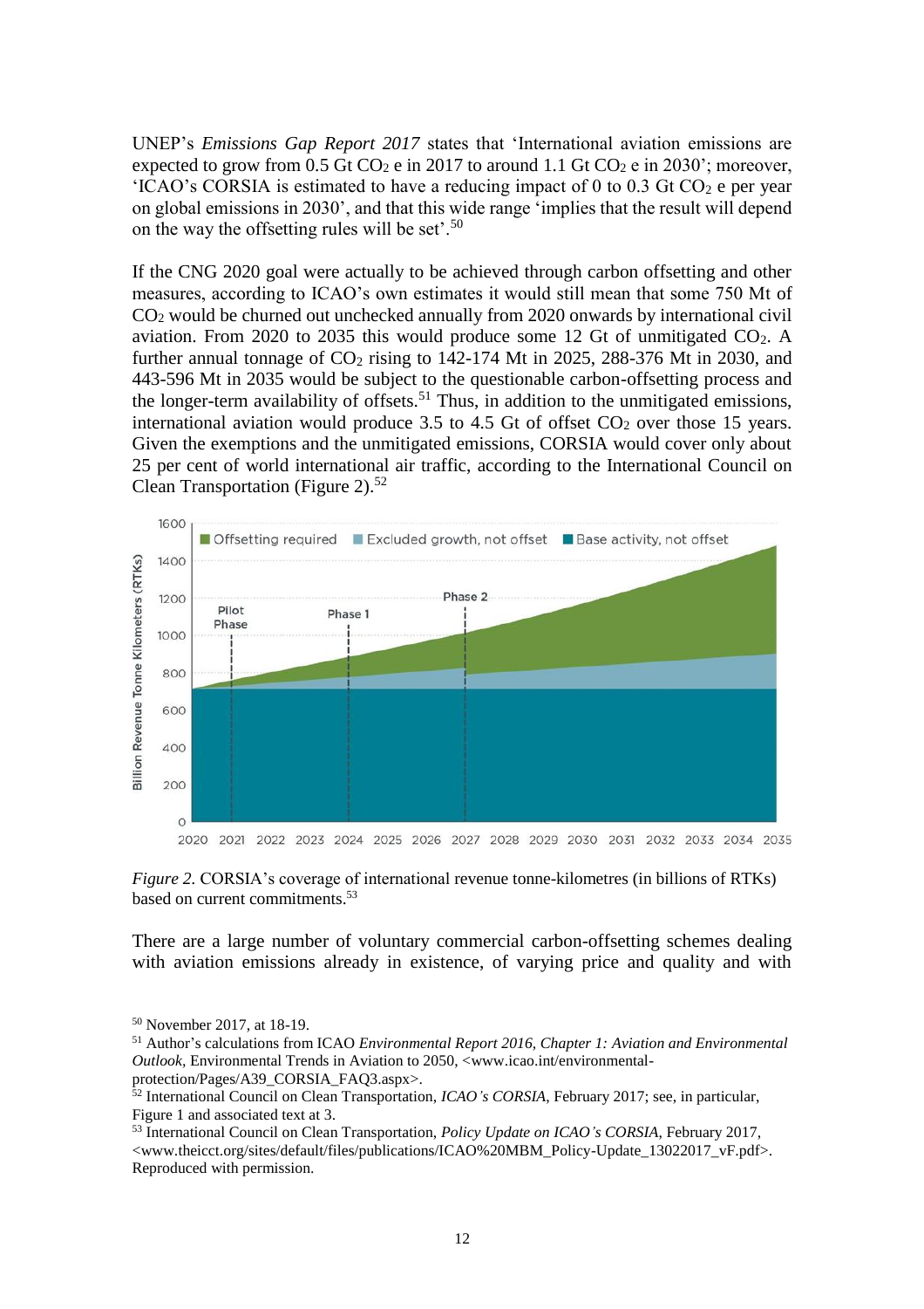UNEP's *Emissions Gap Report 2017* states that 'International aviation emissions are expected to grow from 0.5 Gt $CO_2$ e in 2017 to around 1.1 Gt $CO_2$ e in 2030'; moreover, 'ICAO's CORSIA is estimated to have a reducing impact of 0 to 0.3 Gt $CO_2$ e per year on global emissions in 2030', and that this wide range 'implies that the result will depend on the way the offsetting rules will be set'.[50]

If the CNG 2020 goal were actually to be achieved through carbon offsetting and other measures, according to ICAO's own estimates it would still mean that some 750 Mt of $CO_2$ would be churned out unchecked annually from 2020 onwards by international civil aviation. From 2020 to 2035 this would produce some 12 Gt of unmitigated $CO_2$. A further annual tonnage of $CO_2$ rising to 142-174 Mt in 2025, 288-376 Mt in 2030, and 443-596 Mt in 2035 would be subject to the questionable carbon-offsetting process and the longer-term availability of offsets.[51] Thus, in addition to the unmitigated emissions, international aviation would produce 3.5 to 4.5 Gt of offset $CO_2$ over those 15 years. Given the exemptions and the unmitigated emissions, CORSIA would cover only about 25 per cent of world international air traffic, according to the International Council on Clean Transportation (Figure 2).[52]

*Figure 2.* CORSIA's coverage of international revenue tonne-kilometres (in billions of RTKs) based on current commitments.[53]

There are a large number of voluntary commercial carbon-offsetting schemes dealing with aviation emissions already in existence, of varying price and quality and with

[50] November 2017, at 18-19.

[51] Author's calculations from ICAO *Environmental Report 2016, Chapter 1: Aviation and Environmental Outlook*, Environmental Trends in Aviation to 2050, <www.icao.int/environmental-protection/Pages/A39_CORSIA_FAQ3.aspx>.

[52] International Council on Clean Transportation, *ICAO's CORSIA*, February 2017; see, in particular, Figure 1 and associated text at 3.

[53] International Council on Clean Transportation, *Policy Update on ICAO's CORSIA*, February 2017, <www.theicct.org/sites/default/files/publications/ICAO%20MBM_Policy-Update_13022017_vF.pdf>. Reproduced with permission.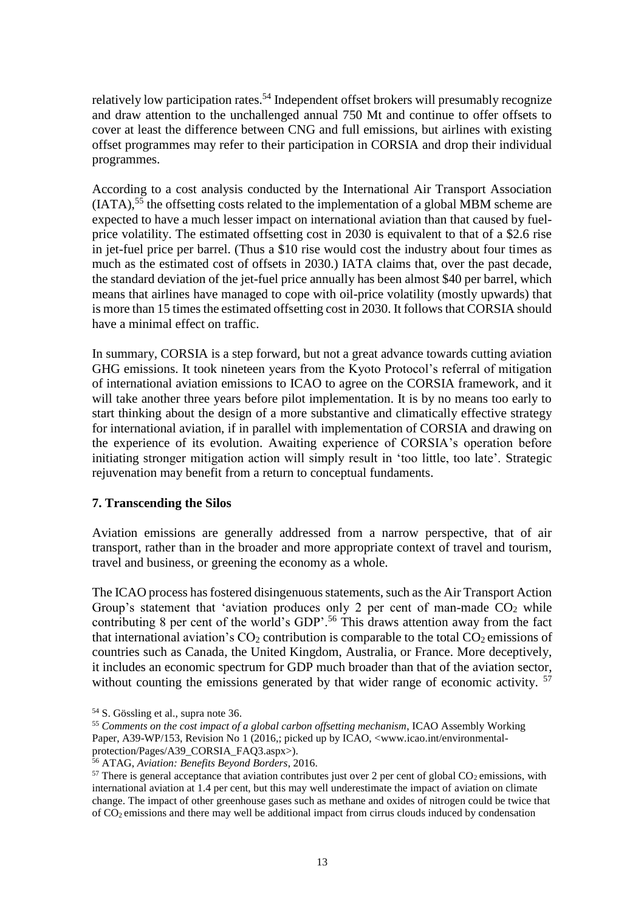relatively low participation rates.[54] Independent offset brokers will presumably recognize and draw attention to the unchallenged annual 750 Mt and continue to offer offsets to cover at least the difference between CNG and full emissions, but airlines with existing offset programmes may refer to their participation in CORSIA and drop their individual programmes.

According to a cost analysis conducted by the International Air Transport Association (IATA),[55] the offsetting costs related to the implementation of a global MBM scheme are expected to have a much lesser impact on international aviation than that caused by fuel-price volatility. The estimated offsetting cost in 2030 is equivalent to that of a \$2.6 rise in jet-fuel price per barrel. (Thus a \$10 rise would cost the industry about four times as much as the estimated cost of offsets in 2030.) IATA claims that, over the past decade, the standard deviation of the jet-fuel price annually has been almost \$40 per barrel, which means that airlines have managed to cope with oil-price volatility (mostly upwards) that is more than 15 times the estimated offsetting cost in 2030. It follows that CORSIA should have a minimal effect on traffic.

In summary, CORSIA is a step forward, but not a great advance towards cutting aviation GHG emissions. It took nineteen years from the Kyoto Protocol's referral of mitigation of international aviation emissions to ICAO to agree on the CORSIA framework, and it will take another three years before pilot implementation. It is by no means too early to start thinking about the design of a more substantive and climatically effective strategy for international aviation, if in parallel with implementation of CORSIA and drawing on the experience of its evolution. Awaiting experience of CORSIA's operation before initiating stronger mitigation action will simply result in 'too little, too late'. Strategic rejuvenation may benefit from a return to conceptual fundaments.

## 7. Transcending the Silos

Aviation emissions are generally addressed from a narrow perspective, that of air transport, rather than in the broader and more appropriate context of travel and tourism, travel and business, or greening the economy as a whole.

The ICAO process has fostered disingenuous statements, such as the Air Transport Action Group's statement that 'aviation produces only 2 per cent of man-made $CO_2$ while contributing 8 per cent of the world's GDP'.[56] This draws attention away from the fact that international aviation's $CO_2$ contribution is comparable to the total $CO_2$ emissions of countries such as Canada, the United Kingdom, Australia, or France. More deceptively, it includes an economic spectrum for GDP much broader than that of the aviation sector, without counting the emissions generated by that wider range of economic activity. [57]

[54] S. Gössling et al., supra note 36.

[55] *Comments on the cost impact of a global carbon offsetting mechanism*, ICAO Assembly Working Paper, A39-WP/153, Revision No 1 (2016,; picked up by ICAO, <www.icao.int/environmental-protection/Pages/A39_CORSIA_FAQ3.aspx>).

[56] ATAG, *Aviation: Benefits Beyond Borders*, 2016.

[57] There is general acceptance that aviation contributes just over 2 per cent of global $CO_2$ emissions, with international aviation at 1.4 per cent, but this may well underestimate the impact of aviation on climate change. The impact of other greenhouse gases such as methane and oxides of nitrogen could be twice that of $CO_2$ emissions and there may well be additional impact from cirrus clouds induced by condensation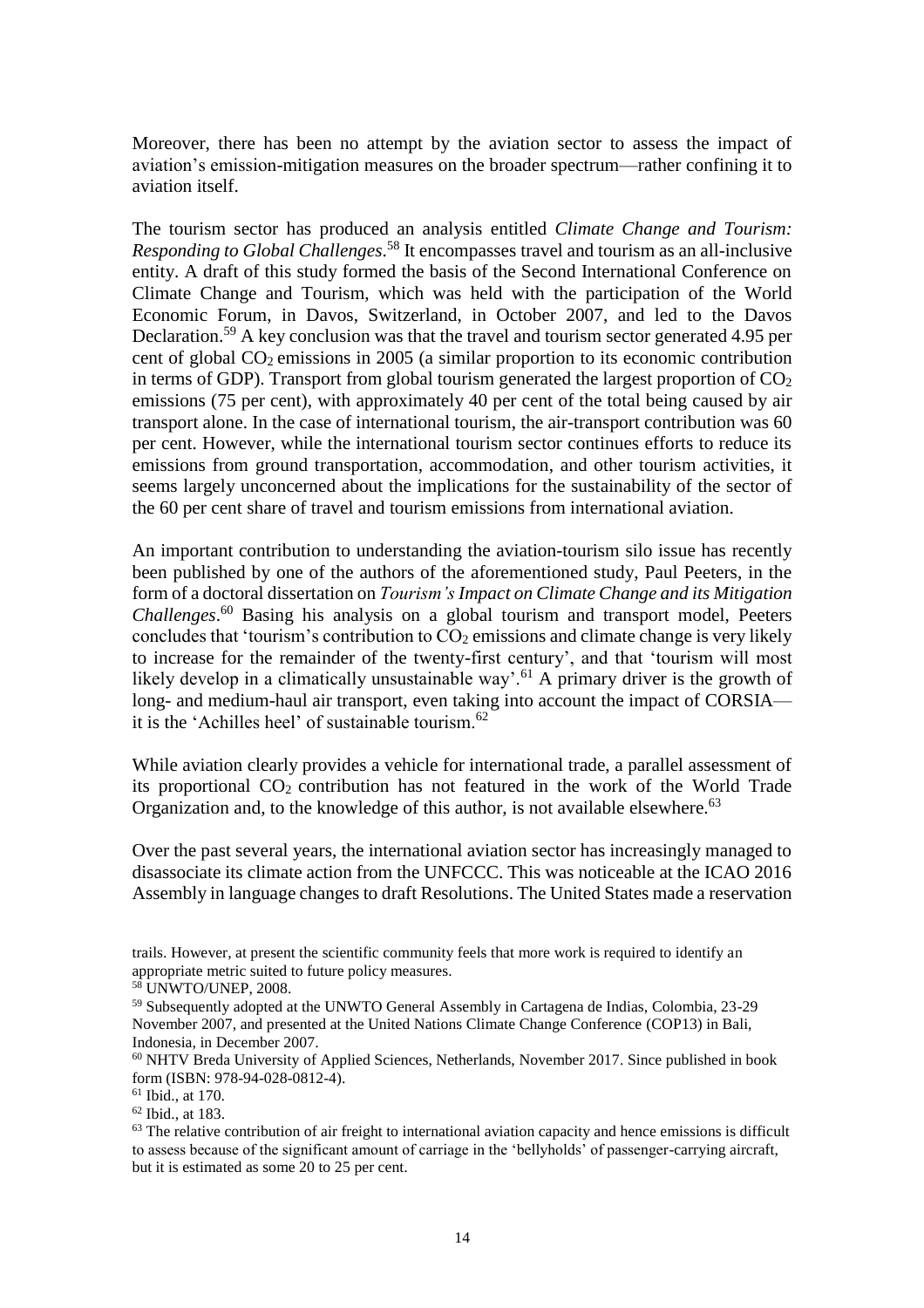Moreover, there has been no attempt by the aviation sector to assess the impact of aviation's emission-mitigation measures on the broader spectrum—rather confining it to aviation itself.

The tourism sector has produced an analysis entitled *Climate Change and Tourism: Responding to Global Challenges*.[58] It encompasses travel and tourism as an all-inclusive entity. A draft of this study formed the basis of the Second International Conference on Climate Change and Tourism, which was held with the participation of the World Economic Forum, in Davos, Switzerland, in October 2007, and led to the Davos Declaration.[59] A key conclusion was that the travel and tourism sector generated 4.95 per cent of global $CO_2$ emissions in 2005 (a similar proportion to its economic contribution in terms of GDP). Transport from global tourism generated the largest proportion of $CO_2$ emissions (75 per cent), with approximately 40 per cent of the total being caused by air transport alone. In the case of international tourism, the air-transport contribution was 60 per cent. However, while the international tourism sector continues efforts to reduce its emissions from ground transportation, accommodation, and other tourism activities, it seems largely unconcerned about the implications for the sustainability of the sector of the 60 per cent share of travel and tourism emissions from international aviation.

An important contribution to understanding the aviation-tourism silo issue has recently been published by one of the authors of the aforementioned study, Paul Peeters, in the form of a doctoral dissertation on *Tourism's Impact on Climate Change and its Mitigation Challenges*.[60] Basing his analysis on a global tourism and transport model, Peeters concludes that 'tourism's contribution to $CO_2$ emissions and climate change is very likely to increase for the remainder of the twenty-first century', and that 'tourism will most likely develop in a climatically unsustainable way'.[61] A primary driver is the growth of long- and medium-haul air transport, even taking into account the impact of CORSIA—it is the 'Achilles heel' of sustainable tourism.[62]

While aviation clearly provides a vehicle for international trade, a parallel assessment of its proportional $CO_2$ contribution has not featured in the work of the World Trade Organization and, to the knowledge of this author, is not available elsewhere.[63]

Over the past several years, the international aviation sector has increasingly managed to disassociate its climate action from the UNFCCC. This was noticeable at the ICAO 2016 Assembly in language changes to draft Resolutions. The United States made a reservation

---

trails. However, at present the scientific community feels that more work is required to identify an appropriate metric suited to future policy measures.

[58] UNWTO/UNEP, 2008.

[59] Subsequently adopted at the UNWTO General Assembly in Cartagena de Indias, Colombia, 23-29 November 2007, and presented at the United Nations Climate Change Conference (COP13) in Bali, Indonesia, in December 2007.

[60] NHTV Breda University of Applied Sciences, Netherlands, November 2017. Since published in book form (ISBN: 978-94-028-0812-4).

[61] Ibid., at 170.

[62] Ibid., at 183.

[63] The relative contribution of air freight to international aviation capacity and hence emissions is difficult to assess because of the significant amount of carriage in the 'bellyholds' of passenger-carrying aircraft, but it is estimated as some 20 to 25 per cent.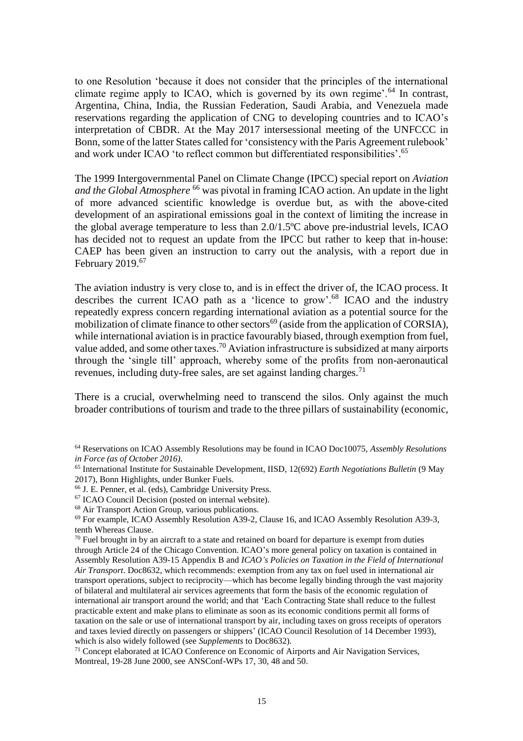to one Resolution 'because it does not consider that the principles of the international climate regime apply to ICAO, which is governed by its own regime'.[64] In contrast, Argentina, China, India, the Russian Federation, Saudi Arabia, and Venezuela made reservations regarding the application of CNG to developing countries and to ICAO's interpretation of CBDR. At the May 2017 intersessional meeting of the UNFCCC in Bonn, some of the latter States called for 'consistency with the Paris Agreement rulebook' and work under ICAO 'to reflect common but differentiated responsibilities'.[65]

The 1999 Intergovernmental Panel on Climate Change (IPCC) special report on *Aviation and the Global Atmosphere*[66] was pivotal in framing ICAO action. An update in the light of more advanced scientific knowledge is overdue but, as with the above-cited development of an aspirational emissions goal in the context of limiting the increase in the global average temperature to less than 2.0/1.5ºC above pre-industrial levels, ICAO has decided not to request an update from the IPCC but rather to keep that in-house: CAEP has been given an instruction to carry out the analysis, with a report due in February 2019.[67]

The aviation industry is very close to, and is in effect the driver of, the ICAO process. It describes the current ICAO path as a 'licence to grow'.[68] ICAO and the industry repeatedly express concern regarding international aviation as a potential source for the mobilization of climate finance to other sectors[69] (aside from the application of CORSIA), while international aviation is in practice favourably biased, through exemption from fuel, value added, and some other taxes.[70] Aviation infrastructure is subsidized at many airports through the 'single till' approach, whereby some of the profits from non-aeronautical revenues, including duty-free sales, are set against landing charges.[71]

There is a crucial, overwhelming need to transcend the silos. Only against the much broader contributions of tourism and trade to the three pillars of sustainability (economic,

---

[64] Reservations on ICAO Assembly Resolutions may be found in ICAO Doc10075, *Assembly Resolutions in Force (as of October 2016)*.

[65] International Institute for Sustainable Development, IISD, 12(692) *Earth Negotiations Bulletin* (9 May 2017), Bonn Highlights, under Bunker Fuels.

[66] J. E. Penner, et al. (eds), Cambridge University Press.

[67] ICAO Council Decision (posted on internal website).

[68] Air Transport Action Group, various publications.

[69] For example, ICAO Assembly Resolution A39-2, Clause 16, and ICAO Assembly Resolution A39-3, tenth Whereas Clause.

[70] Fuel brought in by an aircraft to a state and retained on board for departure is exempt from duties through Article 24 of the Chicago Convention. ICAO's more general policy on taxation is contained in Assembly Resolution A39-15 Appendix B and *ICAO's Policies on Taxation in the Field of International Air Transport*. Doc8632, which recommends: exemption from any tax on fuel used in international air transport operations, subject to reciprocity—which has become legally binding through the vast majority of bilateral and multilateral air services agreements that form the basis of the economic regulation of international air transport around the world; and that 'Each Contracting State shall reduce to the fullest practicable extent and make plans to eliminate as soon as its economic conditions permit all forms of taxation on the sale or use of international transport by air, including taxes on gross receipts of operators and taxes levied directly on passengers or shippers' (ICAO Council Resolution of 14 December 1993), which is also widely followed (see *Supplements* to Doc8632).

[71] Concept elaborated at ICAO Conference on Economic of Airports and Air Navigation Services, Montreal, 19-28 June 2000, see ANSConf-WPs 17, 30, 48 and 50.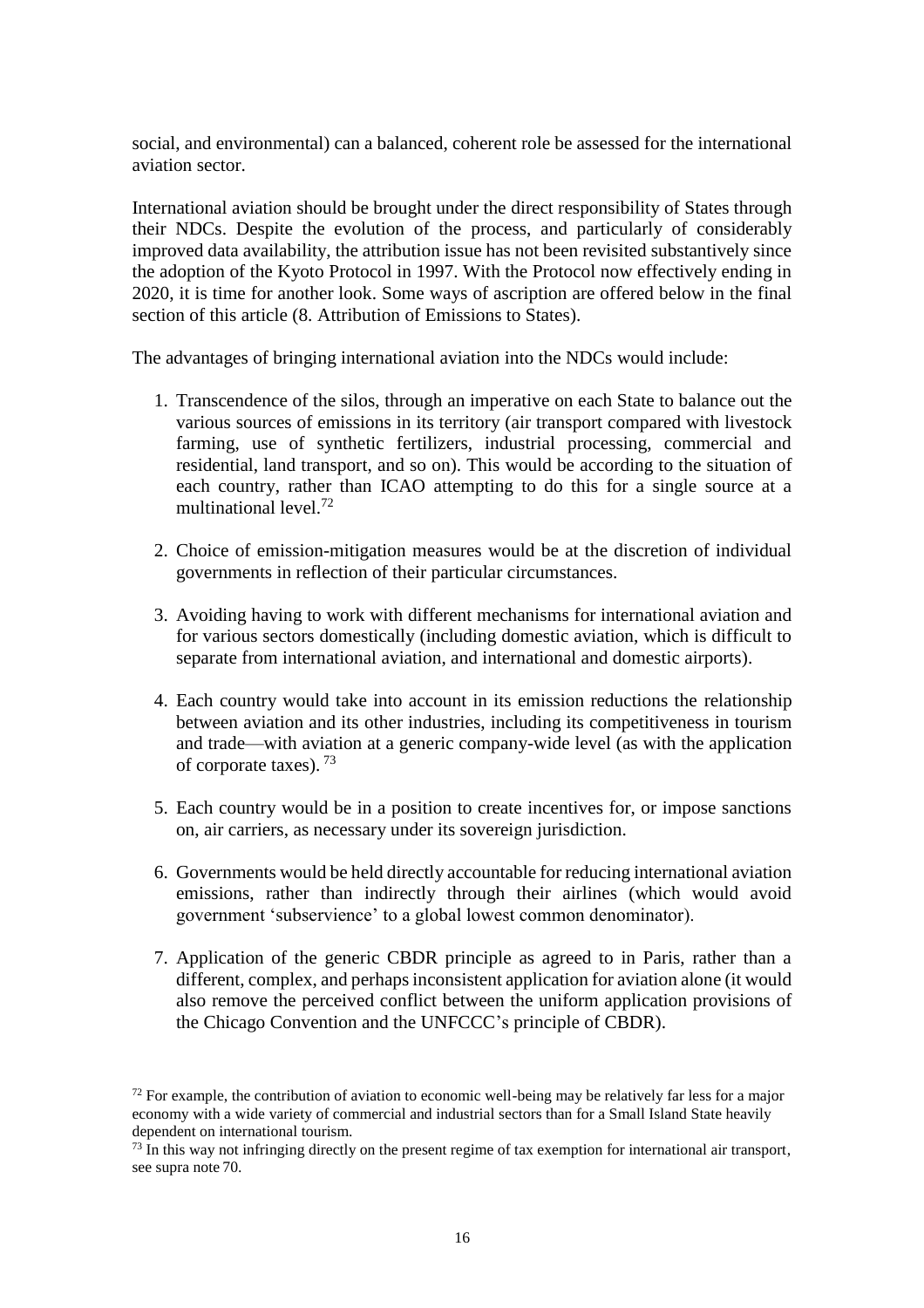social, and environmental) can a balanced, coherent role be assessed for the international aviation sector.

International aviation should be brought under the direct responsibility of States through their NDCs. Despite the evolution of the process, and particularly of considerably improved data availability, the attribution issue has not been revisited substantively since the adoption of the Kyoto Protocol in 1997. With the Protocol now effectively ending in 2020, it is time for another look. Some ways of ascription are offered below in the final section of this article (8. Attribution of Emissions to States).

The advantages of bringing international aviation into the NDCs would include:

1. Transcendence of the silos, through an imperative on each State to balance out the various sources of emissions in its territory (air transport compared with livestock farming, use of synthetic fertilizers, industrial processing, commercial and residential, land transport, and so on). This would be according to the situation of each country, rather than ICAO attempting to do this for a single source at a multinational level.[72]

2. Choice of emission-mitigation measures would be at the discretion of individual governments in reflection of their particular circumstances.

3. Avoiding having to work with different mechanisms for international aviation and for various sectors domestically (including domestic aviation, which is difficult to separate from international aviation, and international and domestic airports).

4. Each country would take into account in its emission reductions the relationship between aviation and its other industries, including its competitiveness in tourism and trade—with aviation at a generic company-wide level (as with the application of corporate taxes).[73]

5. Each country would be in a position to create incentives for, or impose sanctions on, air carriers, as necessary under its sovereign jurisdiction.

6. Governments would be held directly accountable for reducing international aviation emissions, rather than indirectly through their airlines (which would avoid government 'subservience' to a global lowest common denominator).

7. Application of the generic CBDR principle as agreed to in Paris, rather than a different, complex, and perhaps inconsistent application for aviation alone (it would also remove the perceived conflict between the uniform application provisions of the Chicago Convention and the UNFCCC's principle of CBDR).

[72] For example, the contribution of aviation to economic well-being may be relatively far less for a major economy with a wide variety of commercial and industrial sectors than for a Small Island State heavily dependent on international tourism.

[73] In this way not infringing directly on the present regime of tax exemption for international air transport, see supra note 70.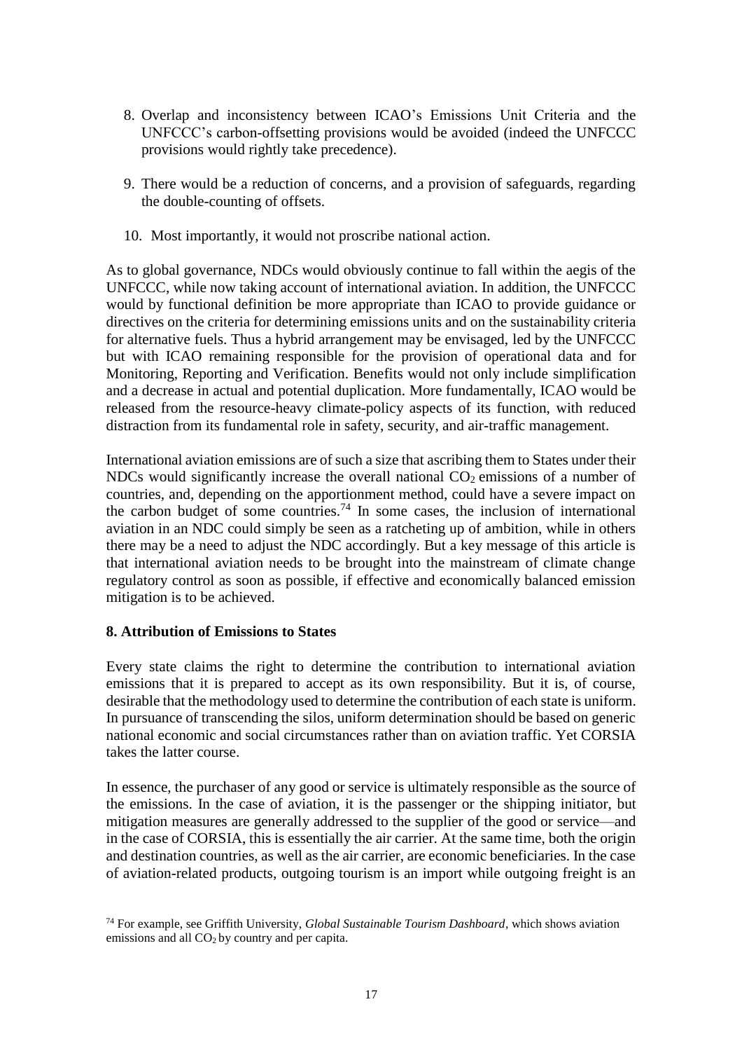8. Overlap and inconsistency between ICAO's Emissions Unit Criteria and the UNFCCC's carbon-offsetting provisions would be avoided (indeed the UNFCCC provisions would rightly take precedence).

9. There would be a reduction of concerns, and a provision of safeguards, regarding the double-counting of offsets.

10. Most importantly, it would not proscribe national action.

As to global governance, NDCs would obviously continue to fall within the aegis of the UNFCCC, while now taking account of international aviation. In addition, the UNFCCC would by functional definition be more appropriate than ICAO to provide guidance or directives on the criteria for determining emissions units and on the sustainability criteria for alternative fuels. Thus a hybrid arrangement may be envisaged, led by the UNFCCC but with ICAO remaining responsible for the provision of operational data and for Monitoring, Reporting and Verification. Benefits would not only include simplification and a decrease in actual and potential duplication. More fundamentally, ICAO would be released from the resource-heavy climate-policy aspects of its function, with reduced distraction from its fundamental role in safety, security, and air-traffic management.

International aviation emissions are of such a size that ascribing them to States under their NDCs would significantly increase the overall national $CO_2$ emissions of a number of countries, and, depending on the apportionment method, could have a severe impact on the carbon budget of some countries.[74] In some cases, the inclusion of international aviation in an NDC could simply be seen as a ratcheting up of ambition, while in others there may be a need to adjust the NDC accordingly. But a key message of this article is that international aviation needs to be brought into the mainstream of climate change regulatory control as soon as possible, if effective and economically balanced emission mitigation is to be achieved.

## 8. Attribution of Emissions to States

Every state claims the right to determine the contribution to international aviation emissions that it is prepared to accept as its own responsibility. But it is, of course, desirable that the methodology used to determine the contribution of each state is uniform. In pursuance of transcending the silos, uniform determination should be based on generic national economic and social circumstances rather than on aviation traffic. Yet CORSIA takes the latter course.

In essence, the purchaser of any good or service is ultimately responsible as the source of the emissions. In the case of aviation, it is the passenger or the shipping initiator, but mitigation measures are generally addressed to the supplier of the good or service—and in the case of CORSIA, this is essentially the air carrier. At the same time, both the origin and destination countries, as well as the air carrier, are economic beneficiaries. In the case of aviation-related products, outgoing tourism is an import while outgoing freight is an

[74] For example, see Griffith University, *Global Sustainable Tourism Dashboard*, which shows aviation emissions and all $CO_2$ by country and per capita.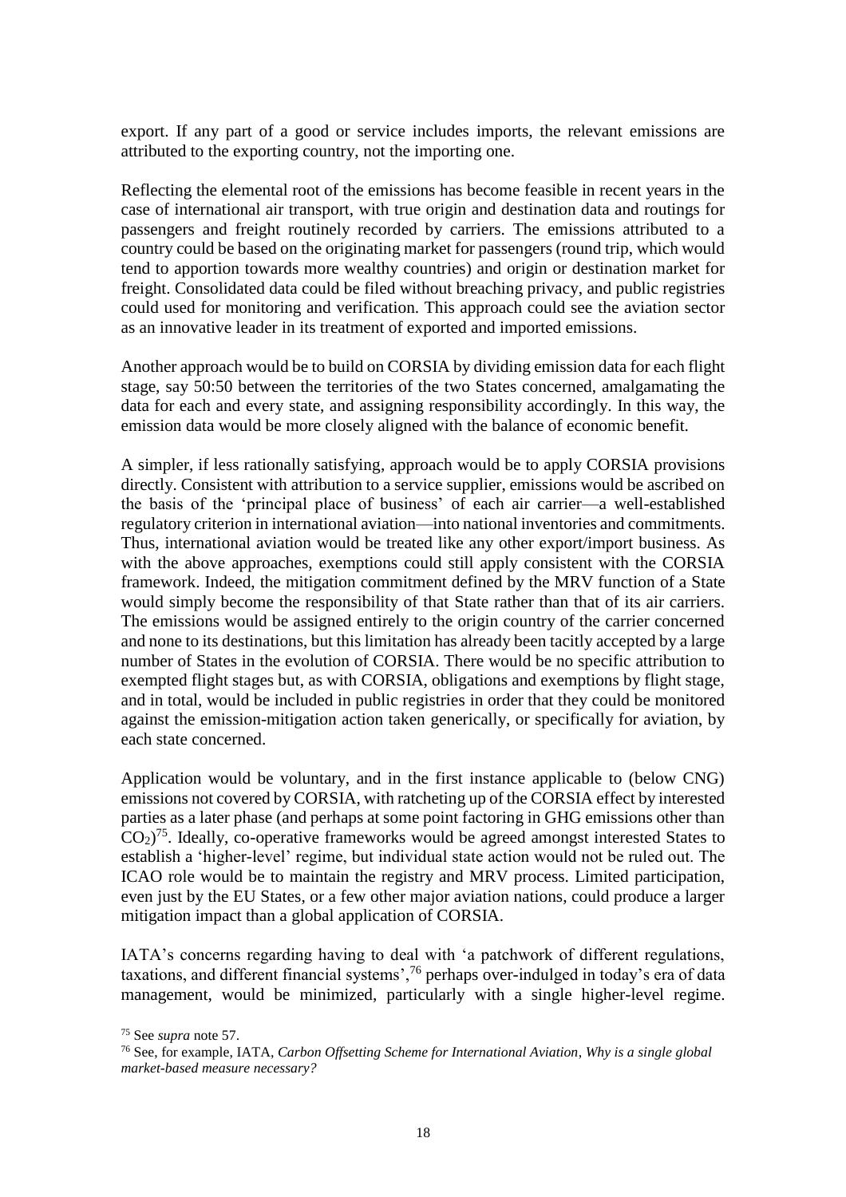export. If any part of a good or service includes imports, the relevant emissions are attributed to the exporting country, not the importing one.

Reflecting the elemental root of the emissions has become feasible in recent years in the case of international air transport, with true origin and destination data and routings for passengers and freight routinely recorded by carriers. The emissions attributed to a country could be based on the originating market for passengers (round trip, which would tend to apportion towards more wealthy countries) and origin or destination market for freight. Consolidated data could be filed without breaching privacy, and public registries could used for monitoring and verification. This approach could see the aviation sector as an innovative leader in its treatment of exported and imported emissions.

Another approach would be to build on CORSIA by dividing emission data for each flight stage, say 50:50 between the territories of the two States concerned, amalgamating the data for each and every state, and assigning responsibility accordingly. In this way, the emission data would be more closely aligned with the balance of economic benefit.

A simpler, if less rationally satisfying, approach would be to apply CORSIA provisions directly. Consistent with attribution to a service supplier, emissions would be ascribed on the basis of the 'principal place of business' of each air carrier—a well-established regulatory criterion in international aviation—into national inventories and commitments. Thus, international aviation would be treated like any other export/import business. As with the above approaches, exemptions could still apply consistent with the CORSIA framework. Indeed, the mitigation commitment defined by the MRV function of a State would simply become the responsibility of that State rather than that of its air carriers. The emissions would be assigned entirely to the origin country of the carrier concerned and none to its destinations, but this limitation has already been tacitly accepted by a large number of States in the evolution of CORSIA. There would be no specific attribution to exempted flight stages but, as with CORSIA, obligations and exemptions by flight stage, and in total, would be included in public registries in order that they could be monitored against the emission-mitigation action taken generically, or specifically for aviation, by each state concerned.

Application would be voluntary, and in the first instance applicable to (below CNG) emissions not covered by CORSIA, with ratcheting up of the CORSIA effect by interested parties as a later phase (and perhaps at some point factoring in GHG emissions other than $CO_2$)[75]. Ideally, co-operative frameworks would be agreed amongst interested States to establish a 'higher-level' regime, but individual state action would not be ruled out. The ICAO role would be to maintain the registry and MRV process. Limited participation, even just by the EU States, or a few other major aviation nations, could produce a larger mitigation impact than a global application of CORSIA.

IATA's concerns regarding having to deal with 'a patchwork of different regulations, taxations, and different financial systems',[76] perhaps over-indulged in today's era of data management, would be minimized, particularly with a single higher-level regime.

[75] See *supra* note 57.

[76] See, for example, IATA, *Carbon Offsetting Scheme for International Aviation, Why is a single global market-based measure necessary?*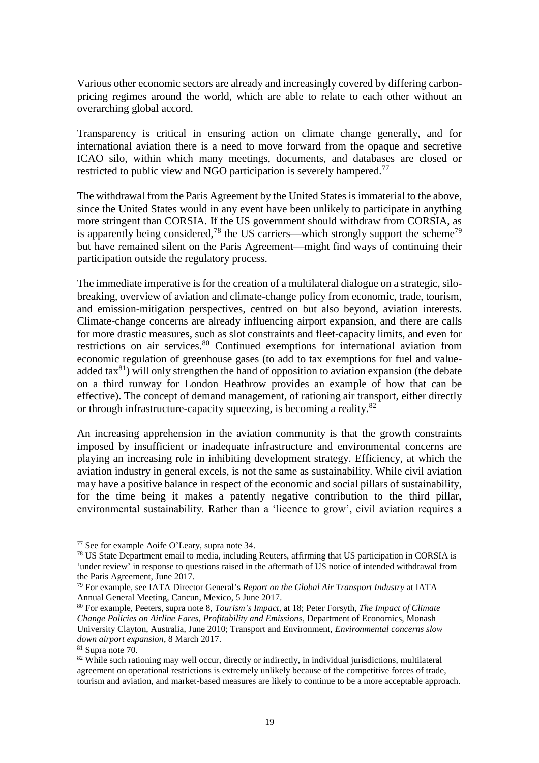Various other economic sectors are already and increasingly covered by differing carbon-pricing regimes around the world, which are able to relate to each other without an overarching global accord.

Transparency is critical in ensuring action on climate change generally, and for international aviation there is a need to move forward from the opaque and secretive ICAO silo, within which many meetings, documents, and databases are closed or restricted to public view and NGO participation is severely hampered.[77]

The withdrawal from the Paris Agreement by the United States is immaterial to the above, since the United States would in any event have been unlikely to participate in anything more stringent than CORSIA. If the US government should withdraw from CORSIA, as is apparently being considered,[78] the US carriers—which strongly support the scheme[79] but have remained silent on the Paris Agreement—might find ways of continuing their participation outside the regulatory process.

The immediate imperative is for the creation of a multilateral dialogue on a strategic, silo-breaking, overview of aviation and climate-change policy from economic, trade, tourism, and emission-mitigation perspectives, centred on but also beyond, aviation interests. Climate-change concerns are already influencing airport expansion, and there are calls for more drastic measures, such as slot constraints and fleet-capacity limits, and even for restrictions on air services.[80] Continued exemptions for international aviation from economic regulation of greenhouse gases (to add to tax exemptions for fuel and value-added tax[81]) will only strengthen the hand of opposition to aviation expansion (the debate on a third runway for London Heathrow provides an example of how that can be effective). The concept of demand management, of rationing air transport, either directly or through infrastructure-capacity squeezing, is becoming a reality.[82]

An increasing apprehension in the aviation community is that the growth constraints imposed by insufficient or inadequate infrastructure and environmental concerns are playing an increasing role in inhibiting development strategy. Efficiency, at which the aviation industry in general excels, is not the same as sustainability. While civil aviation may have a positive balance in respect of the economic and social pillars of sustainability, for the time being it makes a patently negative contribution to the third pillar, environmental sustainability. Rather than a 'licence to grow', civil aviation requires a

---

[77] See for example Aoife O'Leary, supra note 34.

[78] US State Department email to media, including Reuters, affirming that US participation in CORSIA is 'under review' in response to questions raised in the aftermath of US notice of intended withdrawal from the Paris Agreement, June 2017.

[79] For example, see IATA Director General's *Report on the Global Air Transport Industry* at IATA Annual General Meeting, Cancun, Mexico, 5 June 2017.

[80] For example, Peeters, supra note 8, *Tourism's Impact*, at 18; Peter Forsyth, *The Impact of Climate Change Policies on Airline Fares, Profitability and Emissions*, Department of Economics, Monash University Clayton, Australia, June 2010; Transport and Environment, *Environmental concerns slow down airport expansion*, 8 March 2017.

[81] Supra note 70.

[82] While such rationing may well occur, directly or indirectly, in individual jurisdictions, multilateral agreement on operational restrictions is extremely unlikely because of the competitive forces of trade, tourism and aviation, and market-based measures are likely to continue to be a more acceptable approach.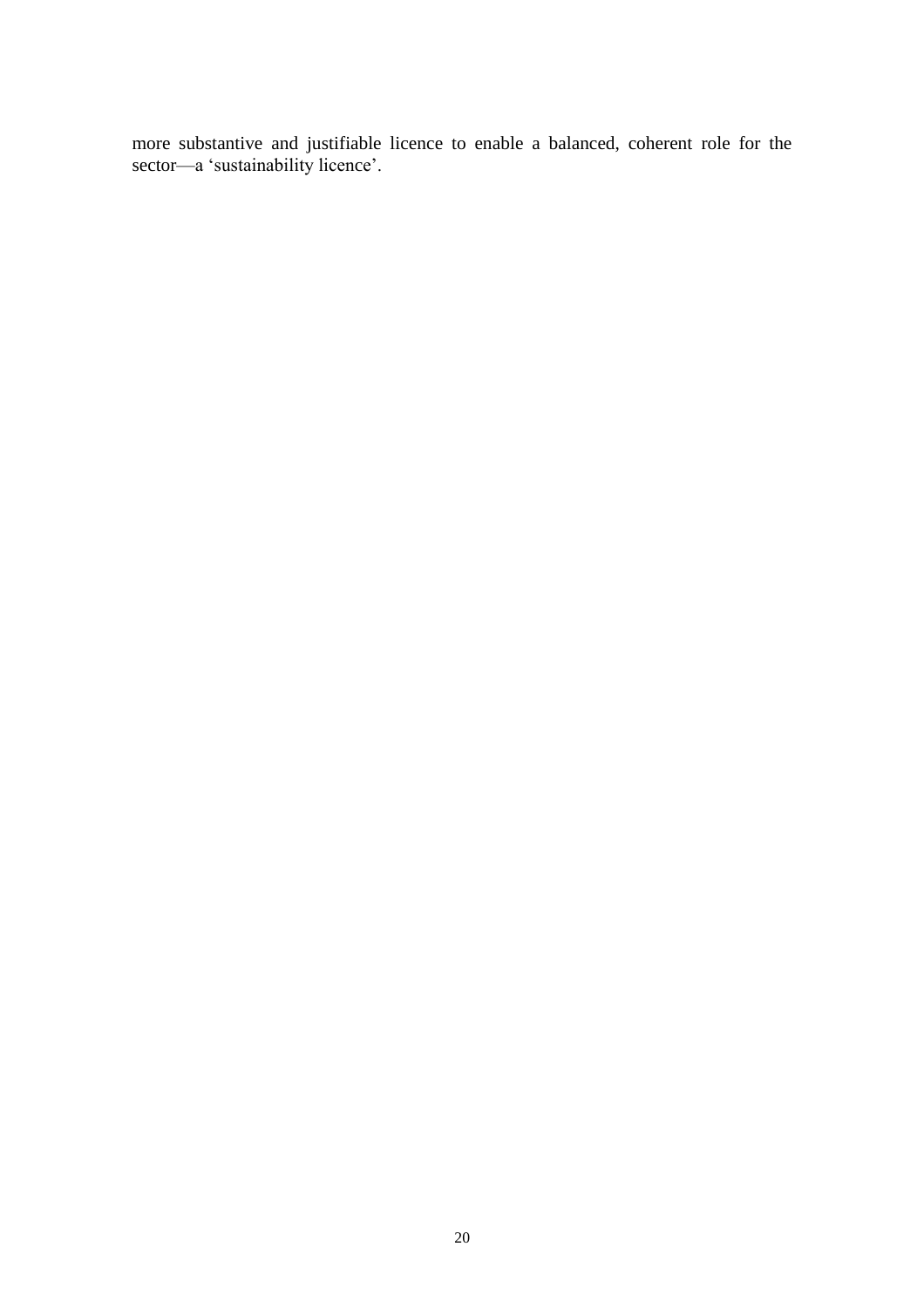more substantive and justifiable licence to enable a balanced, coherent role for the sector—a 'sustainability licence'.